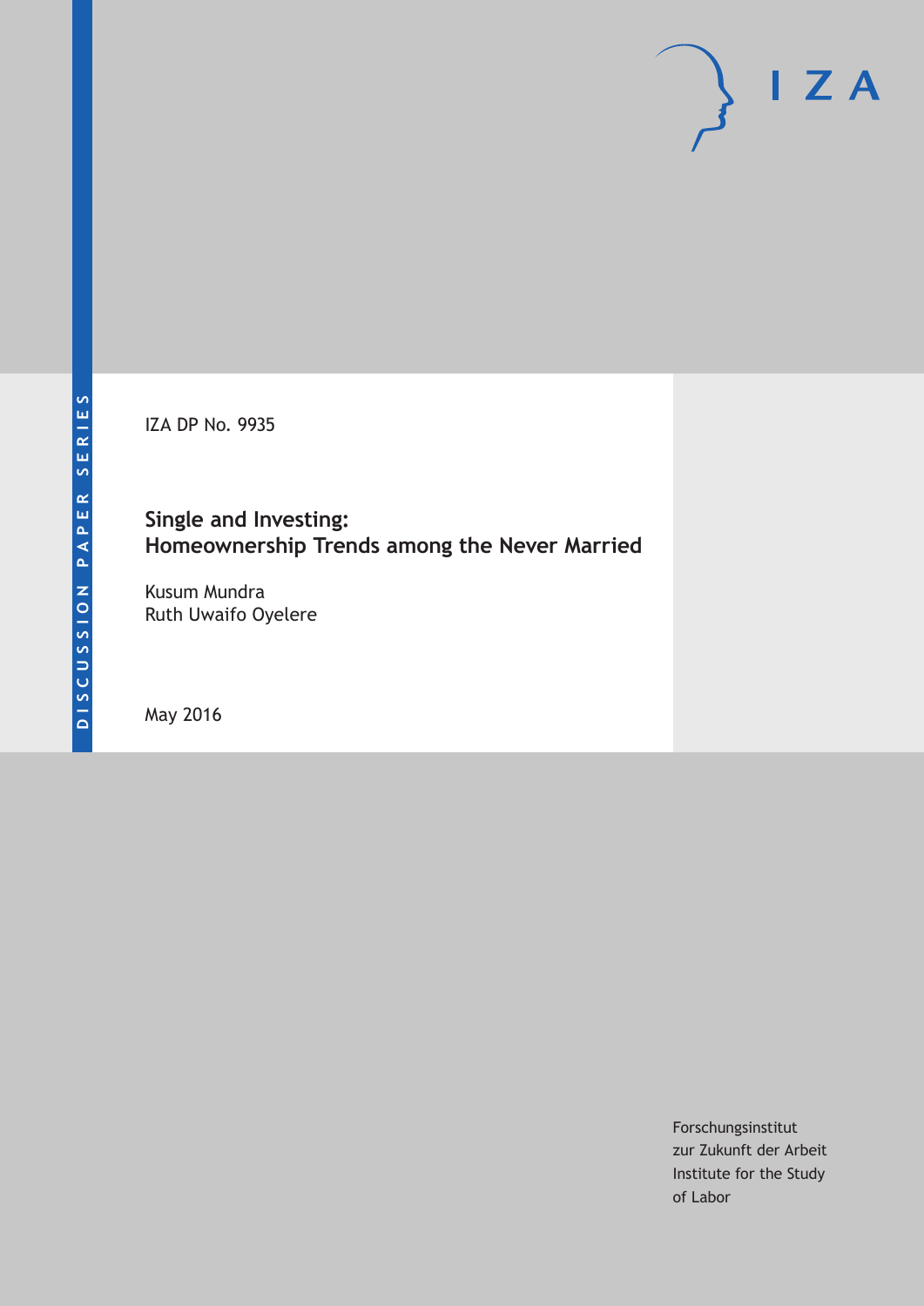DISCUSSION PAPER SERIES

IZA DP No. 9935

# Single and Investing: Homeownership Trends among the Never Married

Kusum Mundra
Ruth Uwaifo Oyelere

May 2016

Forschungsinstitut
zur Zukunft der Arbeit
Institute for the Study
of Labor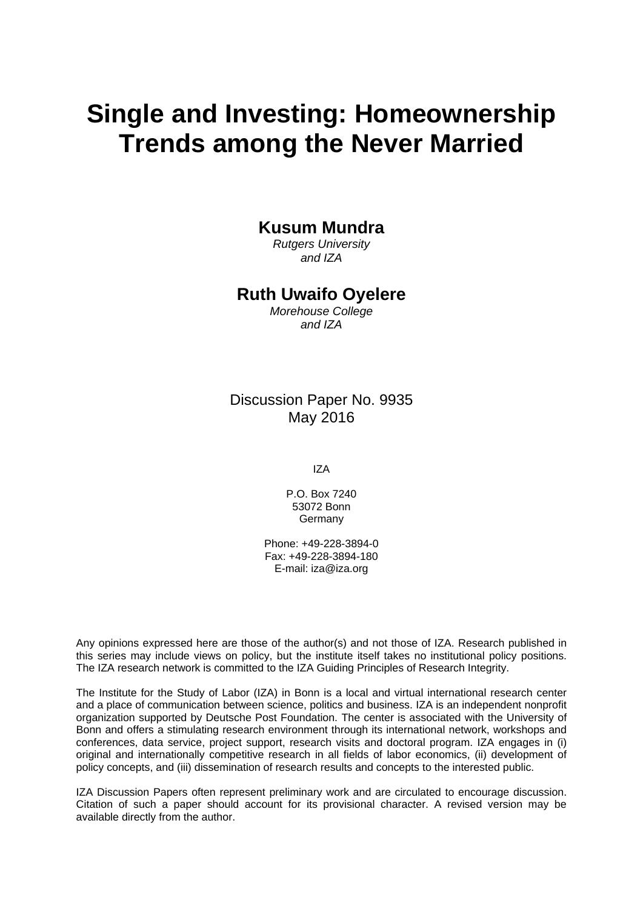# Single and Investing: Homeownership Trends among the Never Married

**Kusum Mundra**
*Rutgers University and IZA*

**Ruth Uwaifo Oyelere**
*Morehouse College and IZA*

Discussion Paper No. 9935
May 2016

IZA

P.O. Box 7240
53072 Bonn
Germany

Phone: +49-228-3894-0
Fax: +49-228-3894-180
E-mail: iza@iza.org

Any opinions expressed here are those of the author(s) and not those of IZA. Research published in this series may include views on policy, but the institute itself takes no institutional policy positions. The IZA research network is committed to the IZA Guiding Principles of Research Integrity.

The Institute for the Study of Labor (IZA) in Bonn is a local and virtual international research center and a place of communication between science, politics and business. IZA is an independent nonprofit organization supported by Deutsche Post Foundation. The center is associated with the University of Bonn and offers a stimulating research environment through its international network, workshops and conferences, data service, project support, research visits and doctoral program. IZA engages in (i) original and internationally competitive research in all fields of labor economics, (ii) development of policy concepts, and (iii) dissemination of research results and concepts to the interested public.

IZA Discussion Papers often represent preliminary work and are circulated to encourage discussion. Citation of such a paper should account for its provisional character. A revised version may be available directly from the author.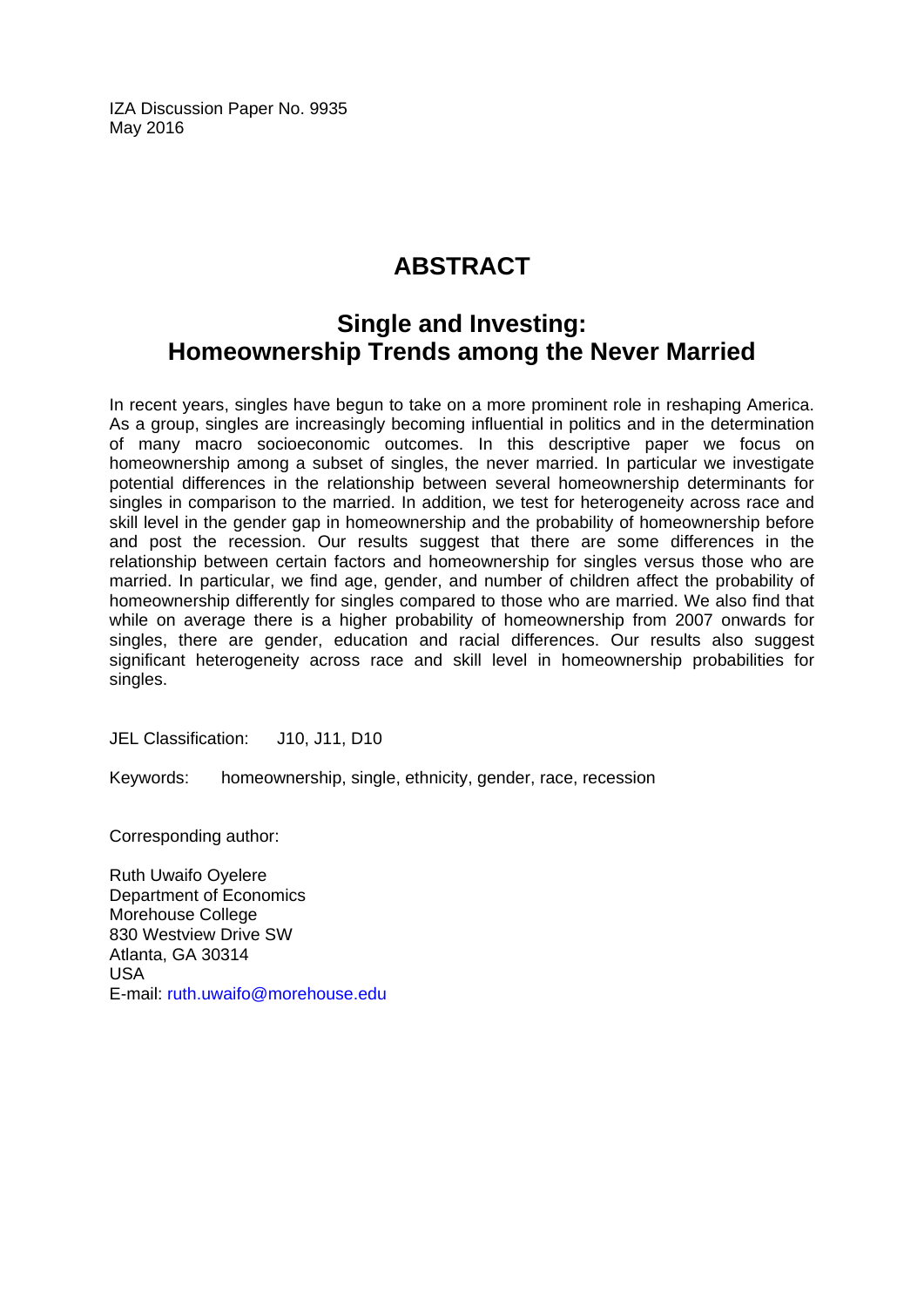IZA Discussion Paper No. 9935
May 2016

# ABSTRACT

## Single and Investing: Homeownership Trends among the Never Married

In recent years, singles have begun to take on a more prominent role in reshaping America. As a group, singles are increasingly becoming influential in politics and in the determination of many macro socioeconomic outcomes. In this descriptive paper we focus on homeownership among a subset of singles, the never married. In particular we investigate potential differences in the relationship between several homeownership determinants for singles in comparison to the married. In addition, we test for heterogeneity across race and skill level in the gender gap in homeownership and the probability of homeownership before and post the recession. Our results suggest that there are some differences in the relationship between certain factors and homeownership for singles versus those who are married. In particular, we find age, gender, and number of children affect the probability of homeownership differently for singles compared to those who are married. We also find that while on average there is a higher probability of homeownership from 2007 onwards for singles, there are gender, education and racial differences. Our results also suggest significant heterogeneity across race and skill level in homeownership probabilities for singles.

JEL Classification: J10, J11, D10

Keywords: homeownership, single, ethnicity, gender, race, recession

Corresponding author:

Ruth Uwaifo Oyelere
Department of Economics
Morehouse College
830 Westview Drive SW
Atlanta, GA 30314
USA
E-mail: ruth.uwaifo@morehouse.edu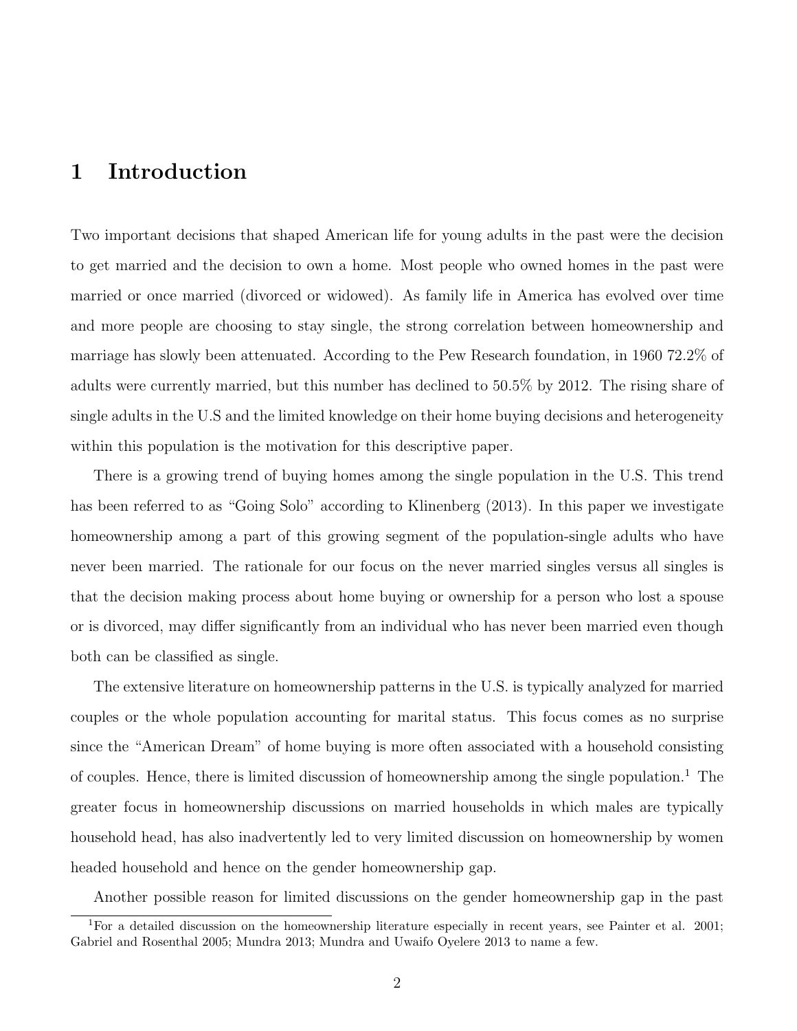# 1 Introduction

Two important decisions that shaped American life for young adults in the past were the decision to get married and the decision to own a home. Most people who owned homes in the past were married or once married (divorced or widowed). As family life in America has evolved over time and more people are choosing to stay single, the strong correlation between homeownership and marriage has slowly been attenuated. According to the Pew Research foundation, in 1960 72.2% of adults were currently married, but this number has declined to 50.5% by 2012. The rising share of single adults in the U.S and the limited knowledge on their home buying decisions and heterogeneity within this population is the motivation for this descriptive paper.

There is a growing trend of buying homes among the single population in the U.S. This trend has been referred to as "Going Solo" according to Klinenberg (2013). In this paper we investigate homeownership among a part of this growing segment of the population-single adults who have never been married. The rationale for our focus on the never married singles versus all singles is that the decision making process about home buying or ownership for a person who lost a spouse or is divorced, may differ significantly from an individual who has never been married even though both can be classified as single.

The extensive literature on homeownership patterns in the U.S. is typically analyzed for married couples or the whole population accounting for marital status. This focus comes as no surprise since the "American Dream" of home buying is more often associated with a household consisting of couples. Hence, there is limited discussion of homeownership among the single population.[1] The greater focus in homeownership discussions on married households in which males are typically household head, has also inadvertently led to very limited discussion on homeownership by women headed household and hence on the gender homeownership gap.

Another possible reason for limited discussions on the gender homeownership gap in the past

[1] For a detailed discussion on the homeownership literature especially in recent years, see Painter et al. 2001; Gabriel and Rosenthal 2005; Mundra 2013; Mundra and Uwaifo Oyelere 2013 to name a few.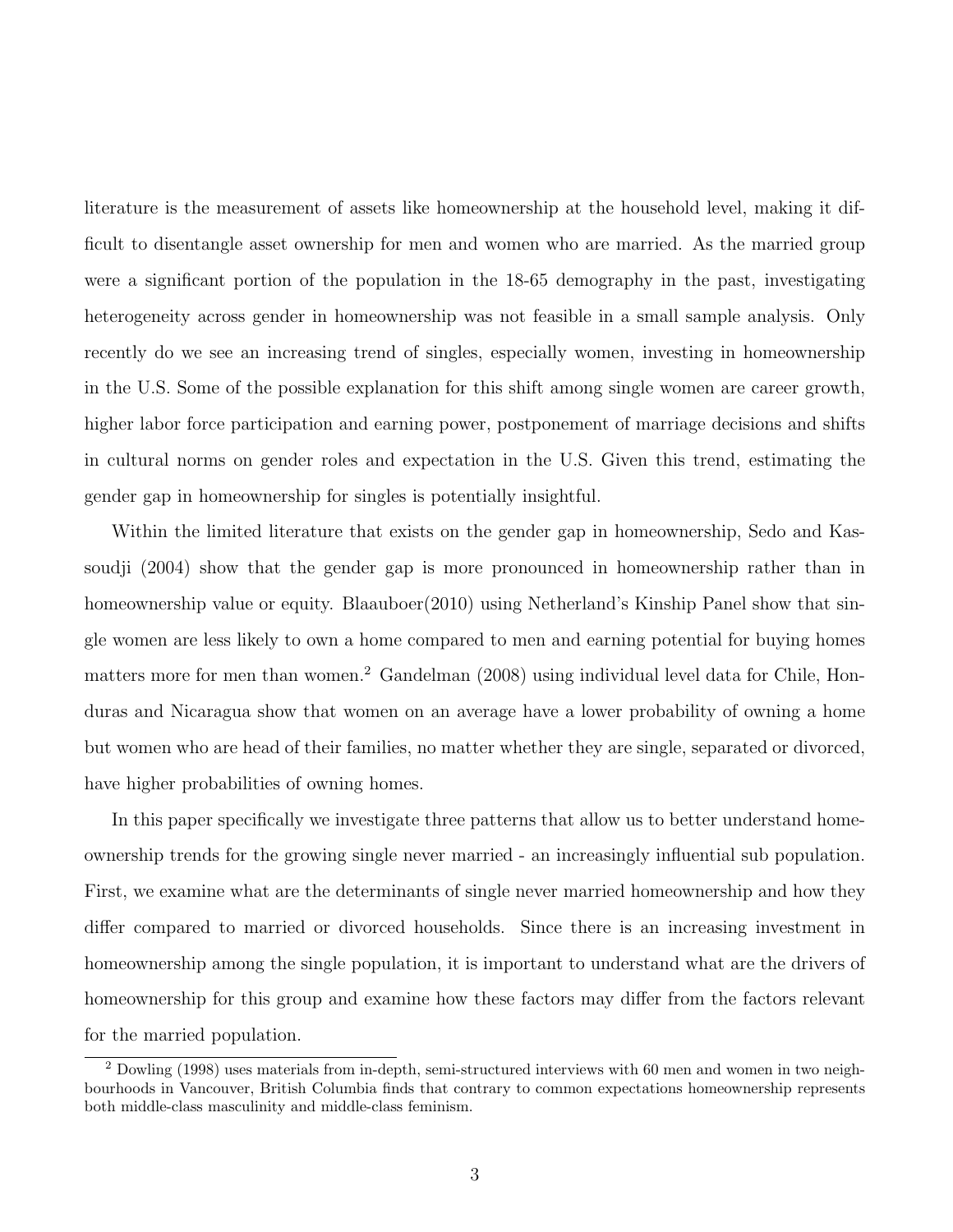literature is the measurement of assets like homeownership at the household level, making it difficult to disentangle asset ownership for men and women who are married. As the married group were a significant portion of the population in the 18-65 demography in the past, investigating heterogeneity across gender in homeownership was not feasible in a small sample analysis. Only recently do we see an increasing trend of singles, especially women, investing in homeownership in the U.S. Some of the possible explanation for this shift among single women are career growth, higher labor force participation and earning power, postponement of marriage decisions and shifts in cultural norms on gender roles and expectation in the U.S. Given this trend, estimating the gender gap in homeownership for singles is potentially insightful.

Within the limited literature that exists on the gender gap in homeownership, Sedo and Kassoudji (2004) show that the gender gap is more pronounced in homeownership rather than in homeownership value or equity. Blaauboer(2010) using Netherland's Kinship Panel show that single women are less likely to own a home compared to men and earning potential for buying homes matters more for men than women.[2] Gandelman (2008) using individual level data for Chile, Honduras and Nicaragua show that women on an average have a lower probability of owning a home but women who are head of their families, no matter whether they are single, separated or divorced, have higher probabilities of owning homes.

In this paper specifically we investigate three patterns that allow us to better understand homeownership trends for the growing single never married - an increasingly influential sub population. First, we examine what are the determinants of single never married homeownership and how they differ compared to married or divorced households. Since there is an increasing investment in homeownership among the single population, it is important to understand what are the drivers of homeownership for this group and examine how these factors may differ from the factors relevant for the married population.

[2] Dowling (1998) uses materials from in-depth, semi-structured interviews with 60 men and women in two neighbourhoods in Vancouver, British Columbia finds that contrary to common expectations homeownership represents both middle-class masculinity and middle-class feminism.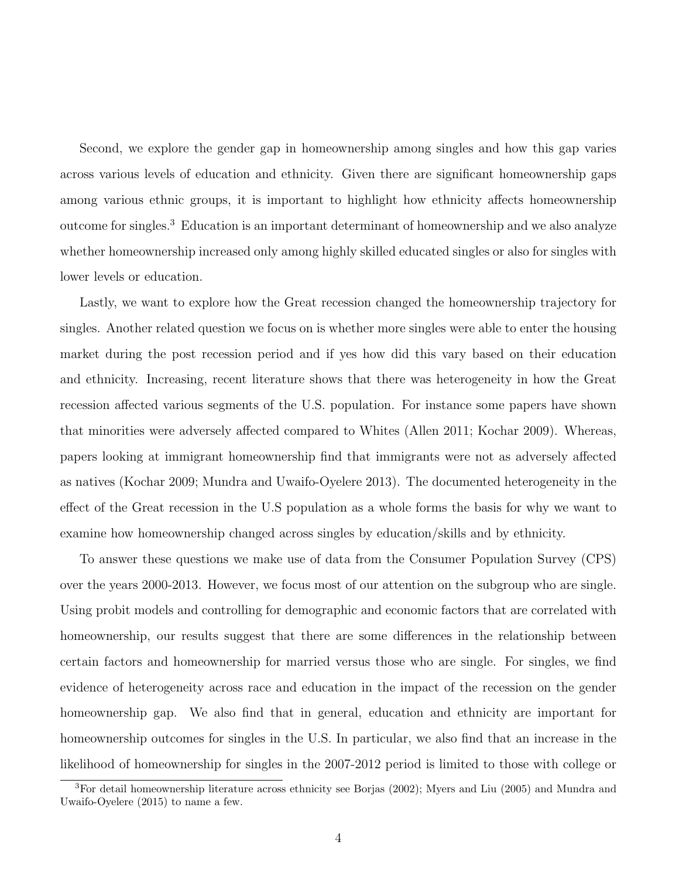Second, we explore the gender gap in homeownership among singles and how this gap varies across various levels of education and ethnicity. Given there are significant homeownership gaps among various ethnic groups, it is important to highlight how ethnicity affects homeownership outcome for singles.[3] Education is an important determinant of homeownership and we also analyze whether homeownership increased only among highly skilled educated singles or also for singles with lower levels or education.

Lastly, we want to explore how the Great recession changed the homeownership trajectory for singles. Another related question we focus on is whether more singles were able to enter the housing market during the post recession period and if yes how did this vary based on their education and ethnicity. Increasing, recent literature shows that there was heterogeneity in how the Great recession affected various segments of the U.S. population. For instance some papers have shown that minorities were adversely affected compared to Whites (Allen 2011; Kochar 2009). Whereas, papers looking at immigrant homeownership find that immigrants were not as adversely affected as natives (Kochar 2009; Mundra and Uwaifo-Oyelere 2013). The documented heterogeneity in the effect of the Great recession in the U.S population as a whole forms the basis for why we want to examine how homeownership changed across singles by education/skills and by ethnicity.

To answer these questions we make use of data from the Consumer Population Survey (CPS) over the years 2000-2013. However, we focus most of our attention on the subgroup who are single. Using probit models and controlling for demographic and economic factors that are correlated with homeownership, our results suggest that there are some differences in the relationship between certain factors and homeownership for married versus those who are single. For singles, we find evidence of heterogeneity across race and education in the impact of the recession on the gender homeownership gap. We also find that in general, education and ethnicity are important for homeownership outcomes for singles in the U.S. In particular, we also find that an increase in the likelihood of homeownership for singles in the 2007-2012 period is limited to those with college or

[3]For detail homeownership literature across ethnicity see Borjas (2002); Myers and Liu (2005) and Mundra and Uwaifo-Oyelere (2015) to name a few.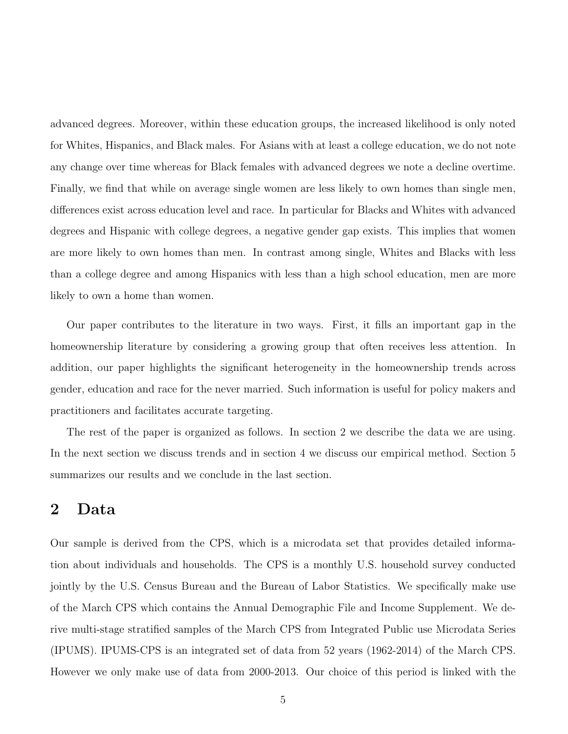advanced degrees. Moreover, within these education groups, the increased likelihood is only noted for Whites, Hispanics, and Black males. For Asians with at least a college education, we do not note any change over time whereas for Black females with advanced degrees we note a decline overtime. Finally, we find that while on average single women are less likely to own homes than single men, differences exist across education level and race. In particular for Blacks and Whites with advanced degrees and Hispanic with college degrees, a negative gender gap exists. This implies that women are more likely to own homes than men. In contrast among single, Whites and Blacks with less than a college degree and among Hispanics with less than a high school education, men are more likely to own a home than women.

Our paper contributes to the literature in two ways. First, it fills an important gap in the homeownership literature by considering a growing group that often receives less attention. In addition, our paper highlights the significant heterogeneity in the homeownership trends across gender, education and race for the never married. Such information is useful for policy makers and practitioners and facilitates accurate targeting.

The rest of the paper is organized as follows. In section 2 we describe the data we are using. In the next section we discuss trends and in section 4 we discuss our empirical method. Section 5 summarizes our results and we conclude in the last section.

## 2 Data

Our sample is derived from the CPS, which is a microdata set that provides detailed information about individuals and households. The CPS is a monthly U.S. household survey conducted jointly by the U.S. Census Bureau and the Bureau of Labor Statistics. We specifically make use of the March CPS which contains the Annual Demographic File and Income Supplement. We derive multi-stage stratified samples of the March CPS from Integrated Public use Microdata Series (IPUMS). IPUMS-CPS is an integrated set of data from 52 years (1962-2014) of the March CPS. However we only make use of data from 2000-2013. Our choice of this period is linked with the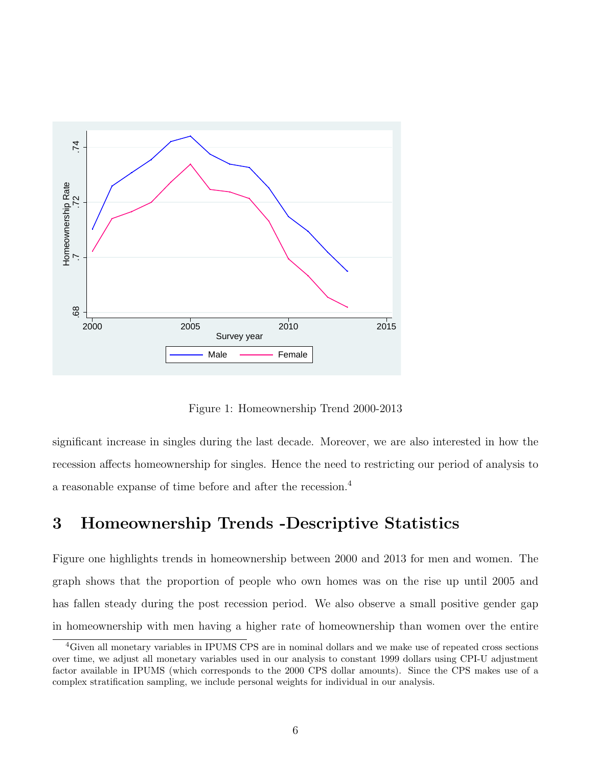Figure 1: Homeownership Trend 2000-2013

significant increase in singles during the last decade. Moreover, we are also interested in how the recession affects homeownership for singles. Hence the need to restricting our period of analysis to a reasonable expanse of time before and after the recession.[4]

## 3 Homeownership Trends -Descriptive Statistics

Figure one highlights trends in homeownership between 2000 and 2013 for men and women. The graph shows that the proportion of people who own homes was on the rise up until 2005 and has fallen steady during the post recession period. We also observe a small positive gender gap in homeownership with men having a higher rate of homeownership than women over the entire

[4] Given all monetary variables in IPUMS CPS are in nominal dollars and we make use of repeated cross sections over time, we adjust all monetary variables used in our analysis to constant 1999 dollars using CPI-U adjustment factor available in IPUMS (which corresponds to the 2000 CPS dollar amounts). Since the CPS makes use of a complex stratification sampling, we include personal weights for individual in our analysis.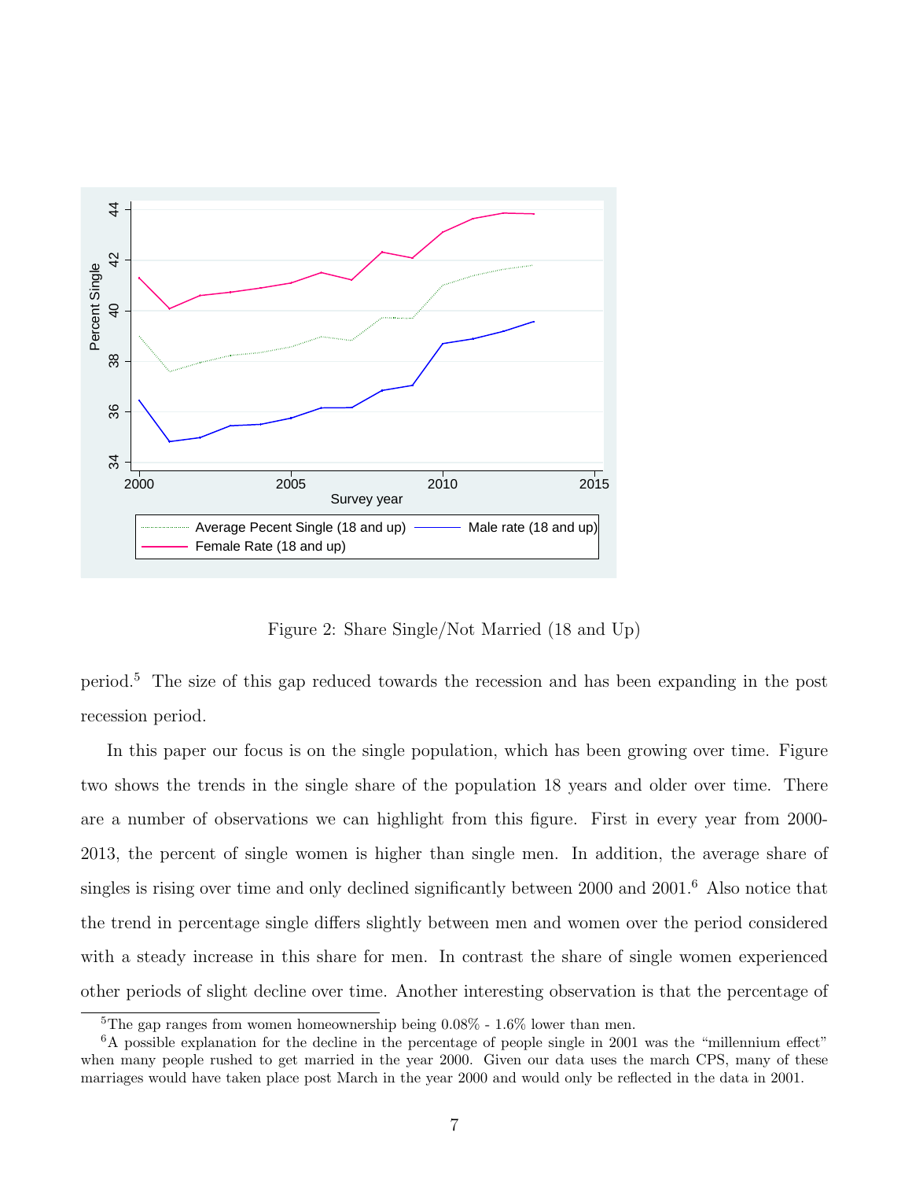Figure 2: Share Single/Not Married (18 and Up)

period.[5] The size of this gap reduced towards the recession and has been expanding in the post recession period.

In this paper our focus is on the single population, which has been growing over time. Figure two shows the trends in the single share of the population 18 years and older over time. There are a number of observations we can highlight from this figure. First in every year from 2000-2013, the percent of single women is higher than single men. In addition, the average share of singles is rising over time and only declined significantly between 2000 and 2001.[6] Also notice that the trend in percentage single differs slightly between men and women over the period considered with a steady increase in this share for men. In contrast the share of single women experienced other periods of slight decline over time. Another interesting observation is that the percentage of

[5] The gap ranges from women homeownership being 0.08% - 1.6% lower than men.

[6] A possible explanation for the decline in the percentage of people single in 2001 was the "millennium effect" when many people rushed to get married in the year 2000. Given our data uses the march CPS, many of these marriages would have taken place post March in the year 2000 and would only be reflected in the data in 2001.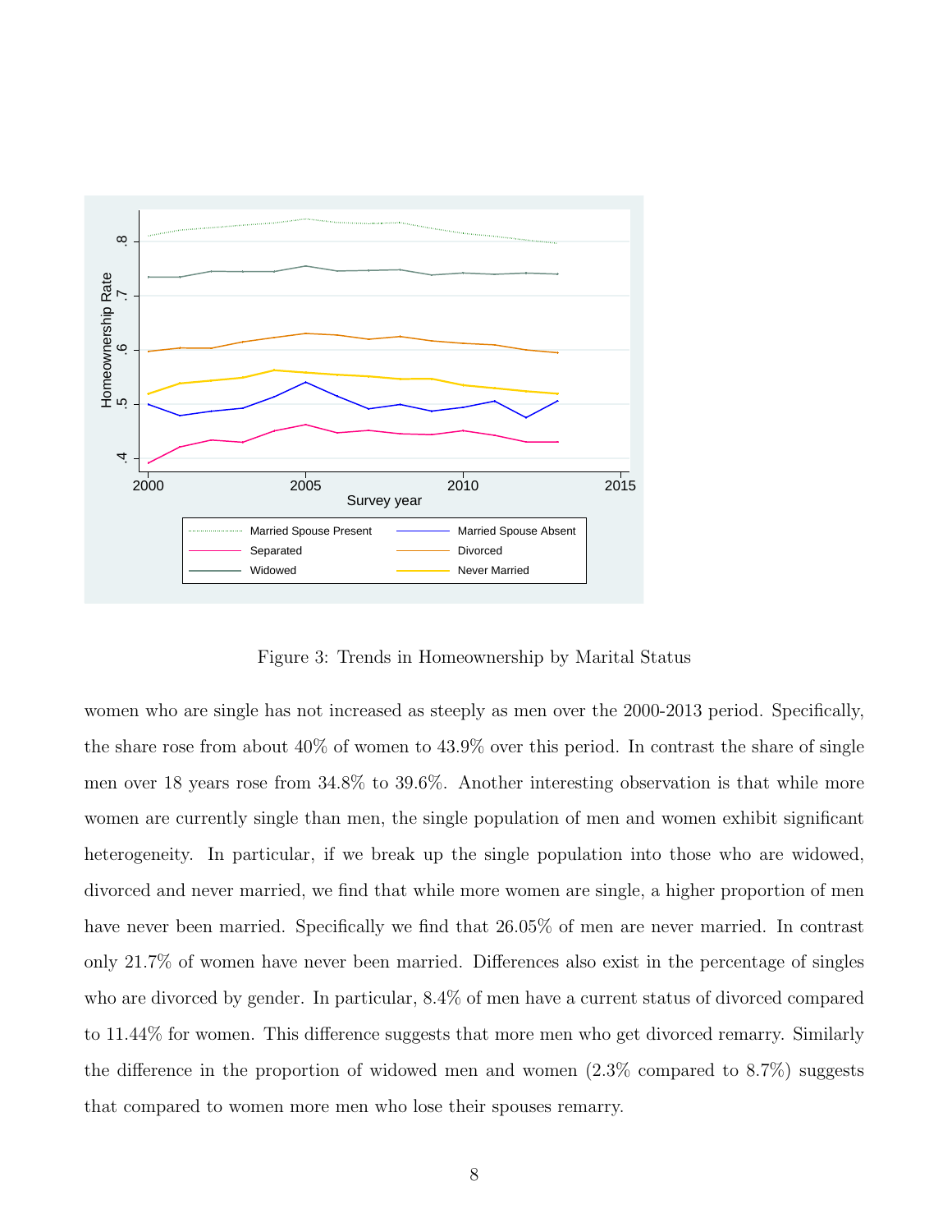Figure 3: Trends in Homeownership by Marital Status

women who are single has not increased as steeply as men over the 2000-2013 period. Specifically, the share rose from about 40% of women to 43.9% over this period. In contrast the share of single men over 18 years rose from 34.8% to 39.6%. Another interesting observation is that while more women are currently single than men, the single population of men and women exhibit significant heterogeneity. In particular, if we break up the single population into those who are widowed, divorced and never married, we find that while more women are single, a higher proportion of men have never been married. Specifically we find that 26.05% of men are never married. In contrast only 21.7% of women have never been married. Differences also exist in the percentage of singles who are divorced by gender. In particular, 8.4% of men have a current status of divorced compared to 11.44% for women. This difference suggests that more men who get divorced remarry. Similarly the difference in the proportion of widowed men and women (2.3% compared to 8.7%) suggests that compared to women more men who lose their spouses remarry.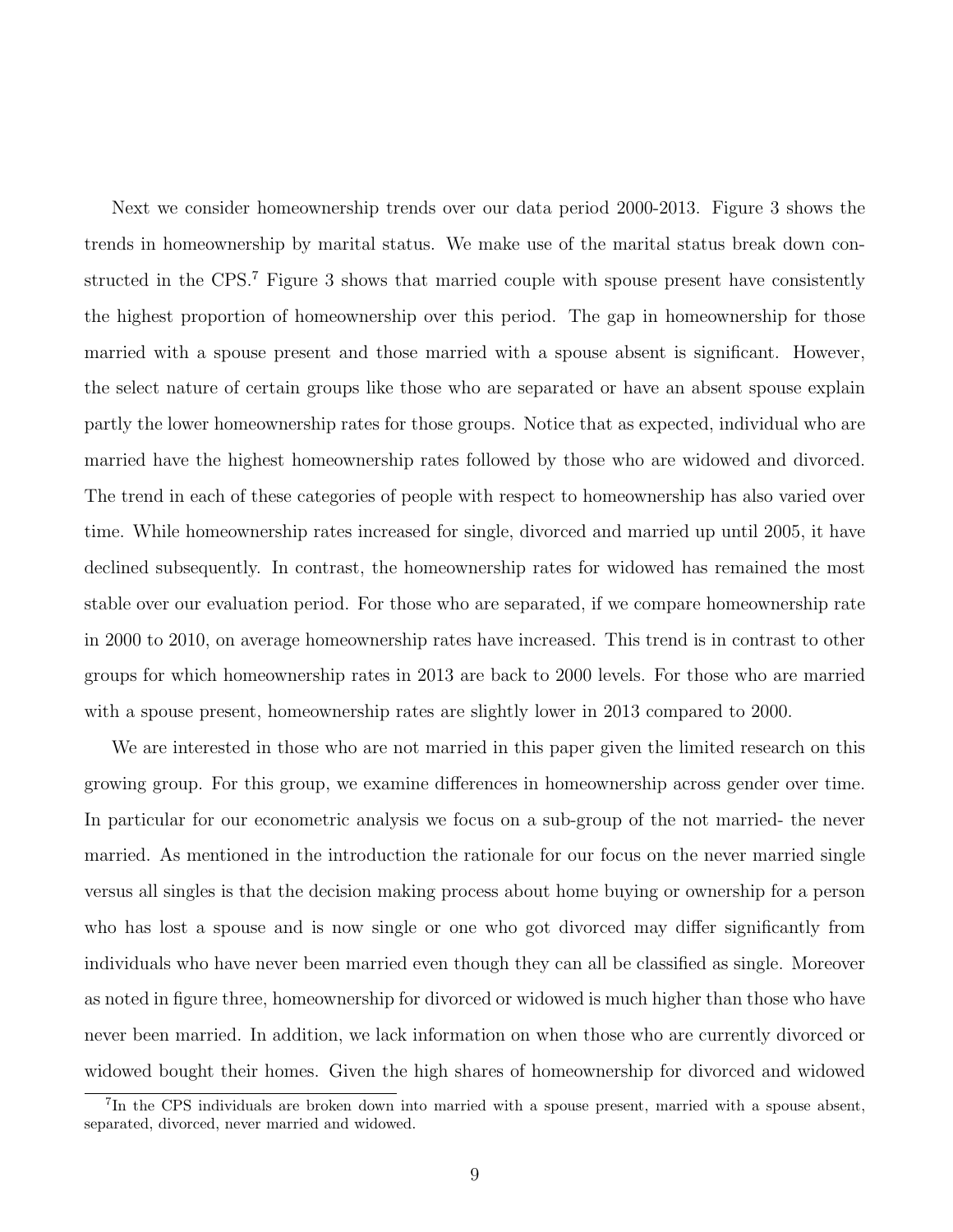Next we consider homeownership trends over our data period 2000-2013. Figure 3 shows the trends in homeownership by marital status. We make use of the marital status break down constructed in the CPS.[7] Figure 3 shows that married couple with spouse present have consistently the highest proportion of homeownership over this period. The gap in homeownership for those married with a spouse present and those married with a spouse absent is significant. However, the select nature of certain groups like those who are separated or have an absent spouse explain partly the lower homeownership rates for those groups. Notice that as expected, individual who are married have the highest homeownership rates followed by those who are widowed and divorced. The trend in each of these categories of people with respect to homeownership has also varied over time. While homeownership rates increased for single, divorced and married up until 2005, it have declined subsequently. In contrast, the homeownership rates for widowed has remained the most stable over our evaluation period. For those who are separated, if we compare homeownership rate in 2000 to 2010, on average homeownership rates have increased. This trend is in contrast to other groups for which homeownership rates in 2013 are back to 2000 levels. For those who are married with a spouse present, homeownership rates are slightly lower in 2013 compared to 2000.

We are interested in those who are not married in this paper given the limited research on this growing group. For this group, we examine differences in homeownership across gender over time. In particular for our econometric analysis we focus on a sub-group of the not married- the never married. As mentioned in the introduction the rationale for our focus on the never married single versus all singles is that the decision making process about home buying or ownership for a person who has lost a spouse and is now single or one who got divorced may differ significantly from individuals who have never been married even though they can all be classified as single. Moreover as noted in figure three, homeownership for divorced or widowed is much higher than those who have never been married. In addition, we lack information on when those who are currently divorced or widowed bought their homes. Given the high shares of homeownership for divorced and widowed

[7] In the CPS individuals are broken down into married with a spouse present, married with a spouse absent, separated, divorced, never married and widowed.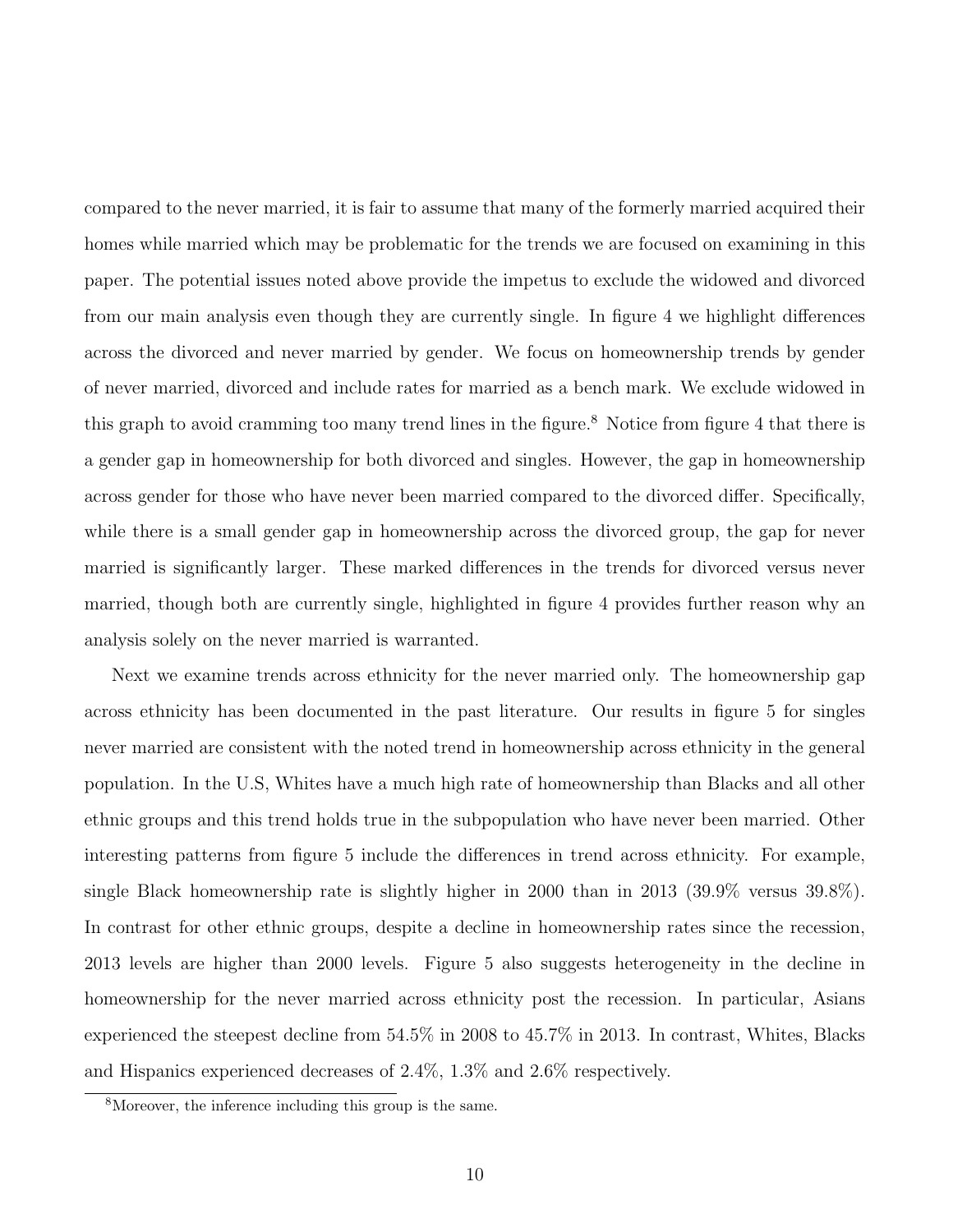compared to the never married, it is fair to assume that many of the formerly married acquired their homes while married which may be problematic for the trends we are focused on examining in this paper. The potential issues noted above provide the impetus to exclude the widowed and divorced from our main analysis even though they are currently single. In figure 4 we highlight differences across the divorced and never married by gender. We focus on homeownership trends by gender of never married, divorced and include rates for married as a bench mark. We exclude widowed in this graph to avoid cramming too many trend lines in the figure.[8] Notice from figure 4 that there is a gender gap in homeownership for both divorced and singles. However, the gap in homeownership across gender for those who have never been married compared to the divorced differ. Specifically, while there is a small gender gap in homeownership across the divorced group, the gap for never married is significantly larger. These marked differences in the trends for divorced versus never married, though both are currently single, highlighted in figure 4 provides further reason why an analysis solely on the never married is warranted.

Next we examine trends across ethnicity for the never married only. The homeownership gap across ethnicity has been documented in the past literature. Our results in figure 5 for singles never married are consistent with the noted trend in homeownership across ethnicity in the general population. In the U.S, Whites have a much high rate of homeownership than Blacks and all other ethnic groups and this trend holds true in the subpopulation who have never been married. Other interesting patterns from figure 5 include the differences in trend across ethnicity. For example, single Black homeownership rate is slightly higher in 2000 than in 2013 (39.9% versus 39.8%). In contrast for other ethnic groups, despite a decline in homeownership rates since the recession, 2013 levels are higher than 2000 levels. Figure 5 also suggests heterogeneity in the decline in homeownership for the never married across ethnicity post the recession. In particular, Asians experienced the steepest decline from 54.5% in 2008 to 45.7% in 2013. In contrast, Whites, Blacks and Hispanics experienced decreases of 2.4%, 1.3% and 2.6% respectively.

[8] Moreover, the inference including this group is the same.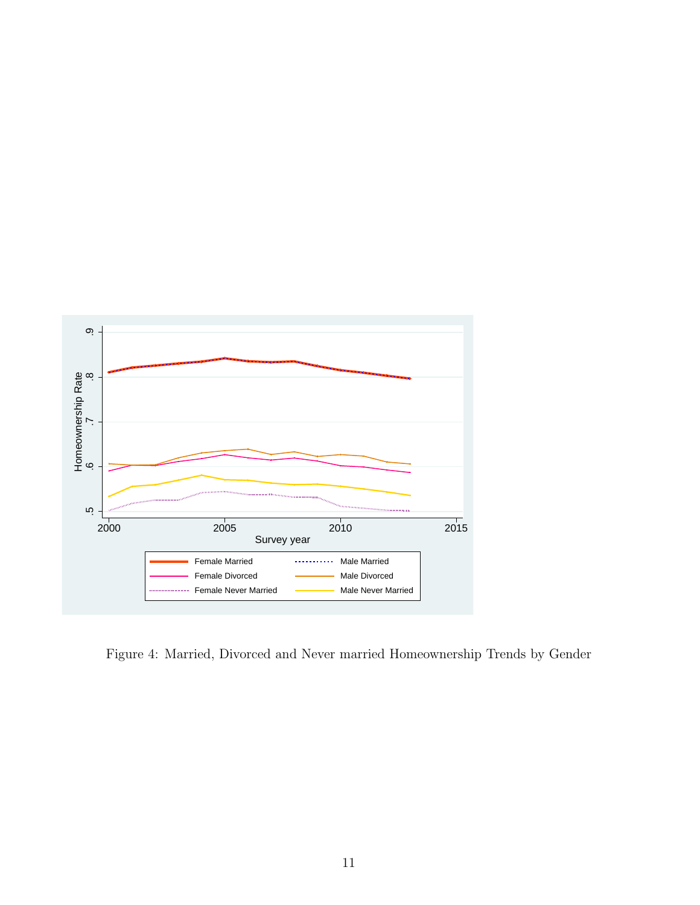Figure 4: Married, Divorced and Never married Homeownership Trends by Gender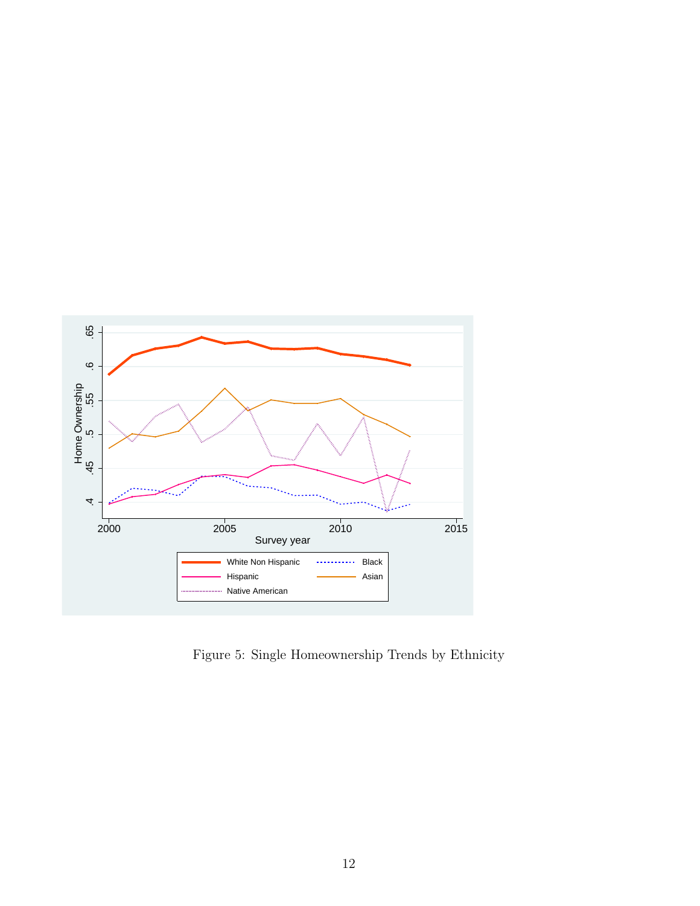Figure 5: Single Homeownership Trends by Ethnicity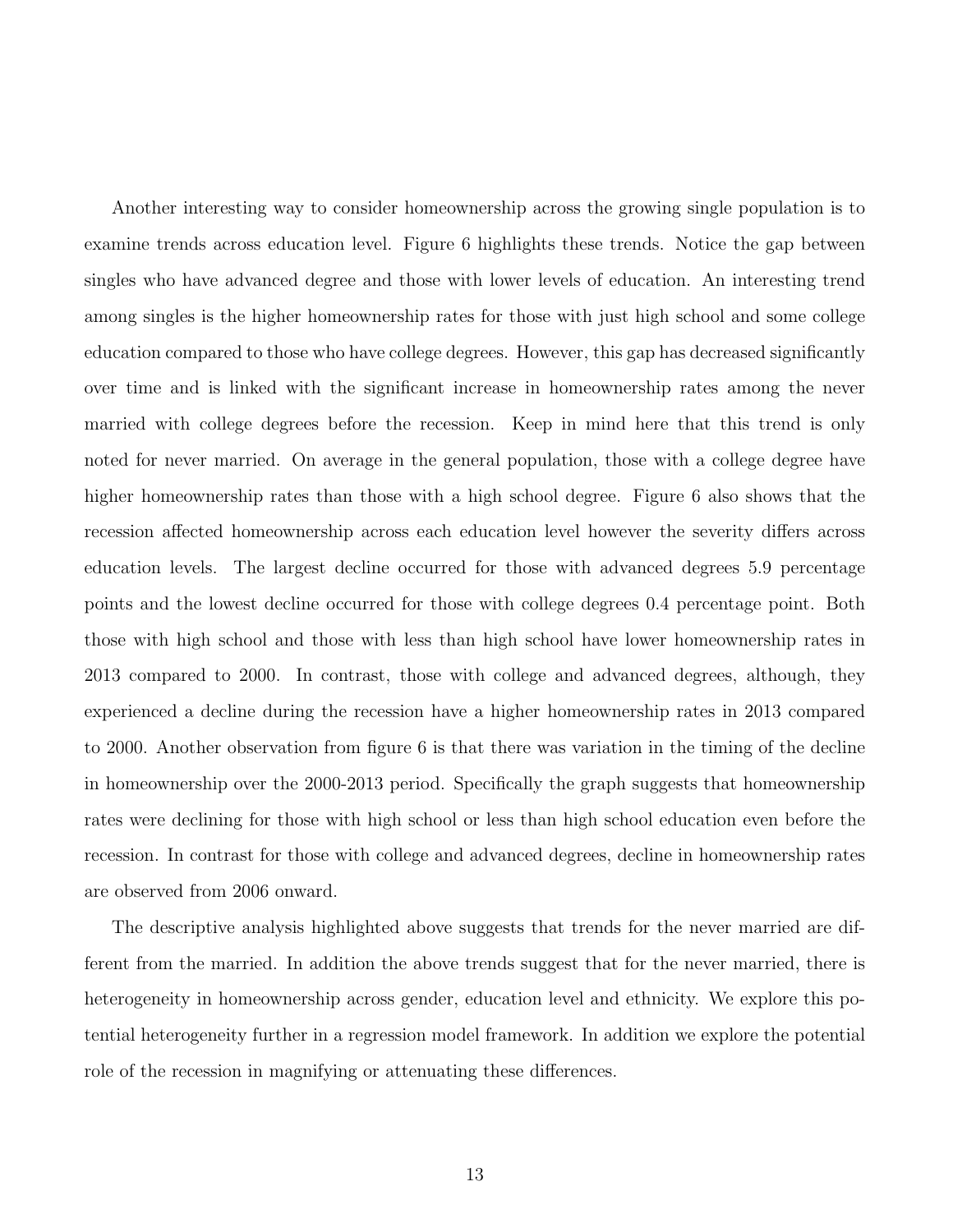Another interesting way to consider homeownership across the growing single population is to examine trends across education level. Figure 6 highlights these trends. Notice the gap between singles who have advanced degree and those with lower levels of education. An interesting trend among singles is the higher homeownership rates for those with just high school and some college education compared to those who have college degrees. However, this gap has decreased significantly over time and is linked with the significant increase in homeownership rates among the never married with college degrees before the recession. Keep in mind here that this trend is only noted for never married. On average in the general population, those with a college degree have higher homeownership rates than those with a high school degree. Figure 6 also shows that the recession affected homeownership across each education level however the severity differs across education levels. The largest decline occurred for those with advanced degrees 5.9 percentage points and the lowest decline occurred for those with college degrees 0.4 percentage point. Both those with high school and those with less than high school have lower homeownership rates in 2013 compared to 2000. In contrast, those with college and advanced degrees, although, they experienced a decline during the recession have a higher homeownership rates in 2013 compared to 2000. Another observation from figure 6 is that there was variation in the timing of the decline in homeownership over the 2000-2013 period. Specifically the graph suggests that homeownership rates were declining for those with high school or less than high school education even before the recession. In contrast for those with college and advanced degrees, decline in homeownership rates are observed from 2006 onward.

The descriptive analysis highlighted above suggests that trends for the never married are different from the married. In addition the above trends suggest that for the never married, there is heterogeneity in homeownership across gender, education level and ethnicity. We explore this potential heterogeneity further in a regression model framework. In addition we explore the potential role of the recession in magnifying or attenuating these differences.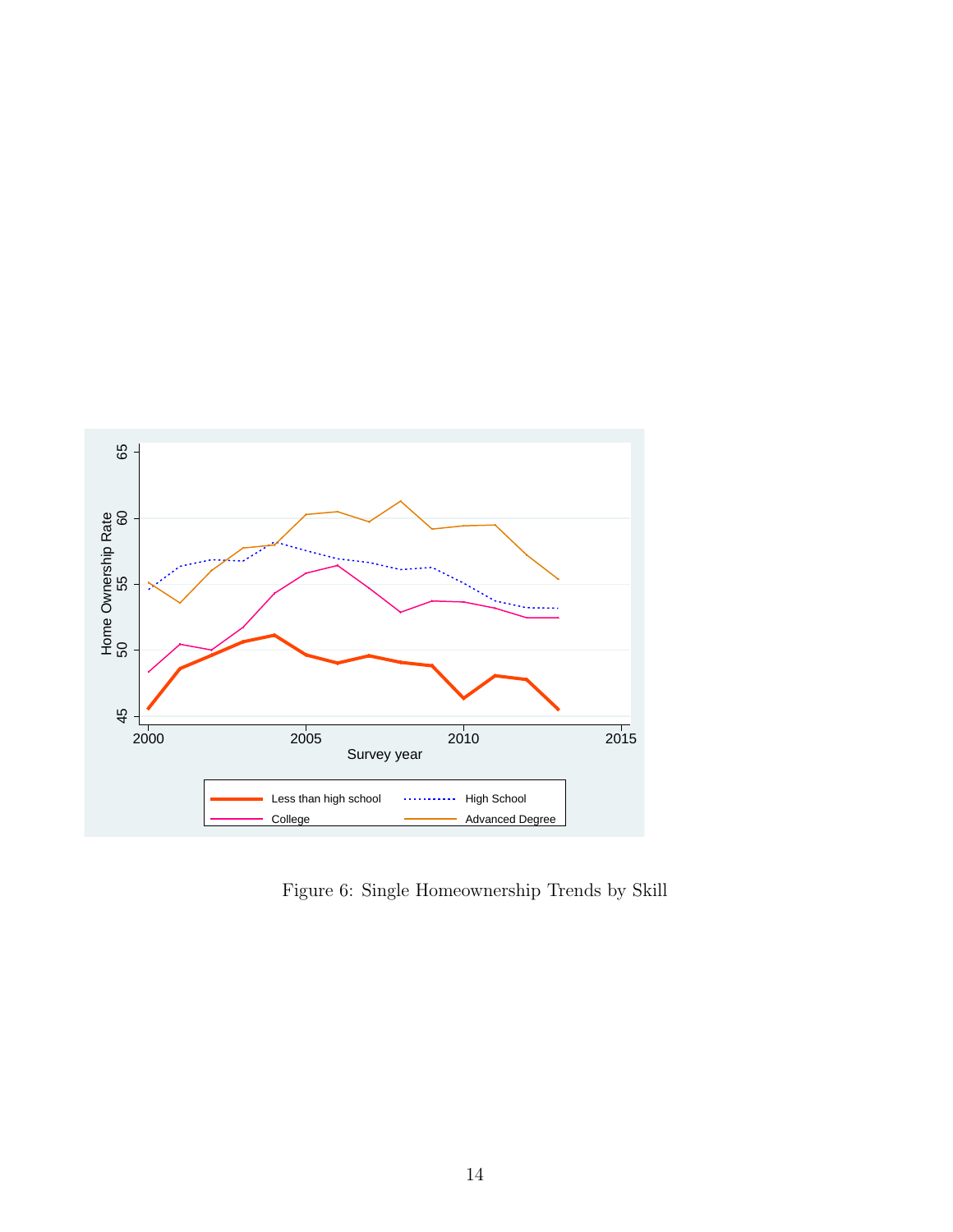Figure 6: Single Homeownership Trends by Skill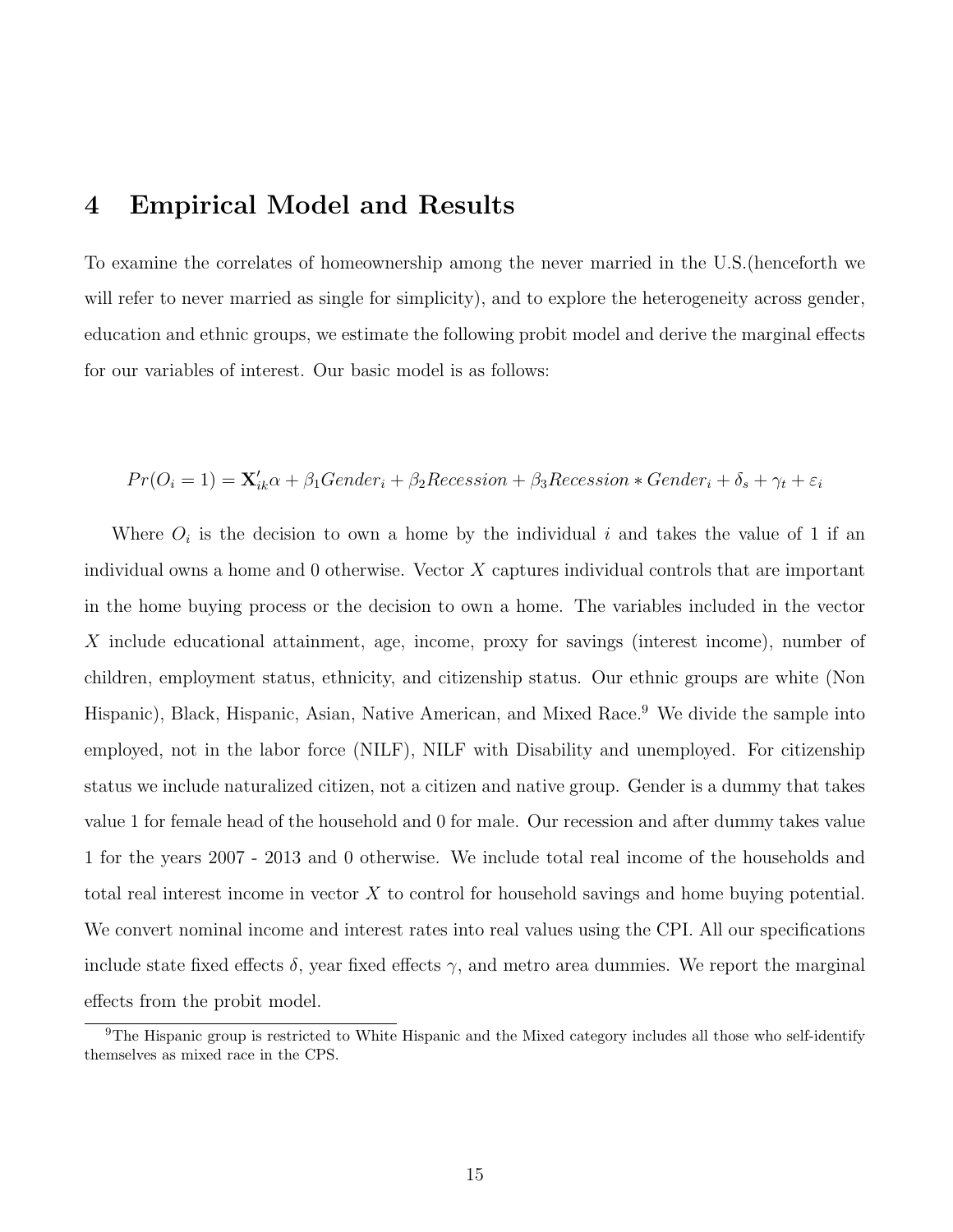## 4 Empirical Model and Results

To examine the correlates of homeownership among the never married in the U.S.(henceforth we will refer to never married as single for simplicity), and to explore the heterogeneity across gender, education and ethnic groups, we estimate the following probit model and derive the marginal effects for our variables of interest. Our basic model is as follows:

$$Pr(O_i = 1) = \mathbf{X}'_{ik}\alpha + \beta_1 Gender_i + \beta_2 Recession + \beta_3 Recession * Gender_i + \delta_s + \gamma_t + \varepsilon_i$$

Where $O_i$ is the decision to own a home by the individual $i$ and takes the value of 1 if an individual owns a home and 0 otherwise. Vector $X$ captures individual controls that are important in the home buying process or the decision to own a home. The variables included in the vector $X$ include educational attainment, age, income, proxy for savings (interest income), number of children, employment status, ethnicity, and citizenship status. Our ethnic groups are white (Non Hispanic), Black, Hispanic, Asian, Native American, and Mixed Race.[9] We divide the sample into employed, not in the labor force (NILF), NILF with Disability and unemployed. For citizenship status we include naturalized citizen, not a citizen and native group. Gender is a dummy that takes value 1 for female head of the household and 0 for male. Our recession and after dummy takes value 1 for the years 2007 - 2013 and 0 otherwise. We include total real income of the households and total real interest income in vector $X$ to control for household savings and home buying potential. We convert nominal income and interest rates into real values using the CPI. All our specifications include state fixed effects $\delta$, year fixed effects $\gamma$, and metro area dummies. We report the marginal effects from the probit model.

[9] The Hispanic group is restricted to White Hispanic and the Mixed category includes all those who self-identify themselves as mixed race in the CPS.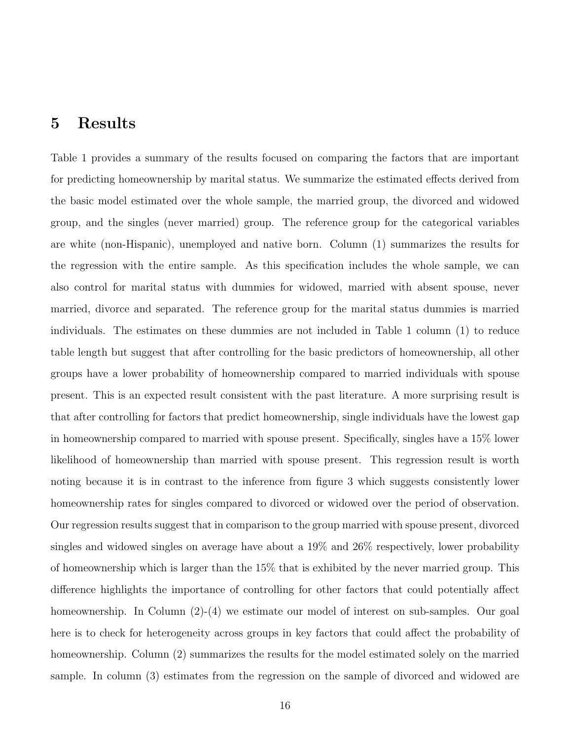# 5 Results

Table 1 provides a summary of the results focused on comparing the factors that are important for predicting homeownership by marital status. We summarize the estimated effects derived from the basic model estimated over the whole sample, the married group, the divorced and widowed group, and the singles (never married) group. The reference group for the categorical variables are white (non-Hispanic), unemployed and native born. Column (1) summarizes the results for the regression with the entire sample. As this specification includes the whole sample, we can also control for marital status with dummies for widowed, married with absent spouse, never married, divorce and separated. The reference group for the marital status dummies is married individuals. The estimates on these dummies are not included in Table 1 column (1) to reduce table length but suggest that after controlling for the basic predictors of homeownership, all other groups have a lower probability of homeownership compared to married individuals with spouse present. This is an expected result consistent with the past literature. A more surprising result is that after controlling for factors that predict homeownership, single individuals have the lowest gap in homeownership compared to married with spouse present. Specifically, singles have a 15% lower likelihood of homeownership than married with spouse present. This regression result is worth noting because it is in contrast to the inference from figure 3 which suggests consistently lower homeownership rates for singles compared to divorced or widowed over the period of observation. Our regression results suggest that in comparison to the group married with spouse present, divorced singles and widowed singles on average have about a 19% and 26% respectively, lower probability of homeownership which is larger than the 15% that is exhibited by the never married group. This difference highlights the importance of controlling for other factors that could potentially affect homeownership. In Column (2)-(4) we estimate our model of interest on sub-samples. Our goal here is to check for heterogeneity across groups in key factors that could affect the probability of homeownership. Column (2) summarizes the results for the model estimated solely on the married sample. In column (3) estimates from the regression on the sample of divorced and widowed are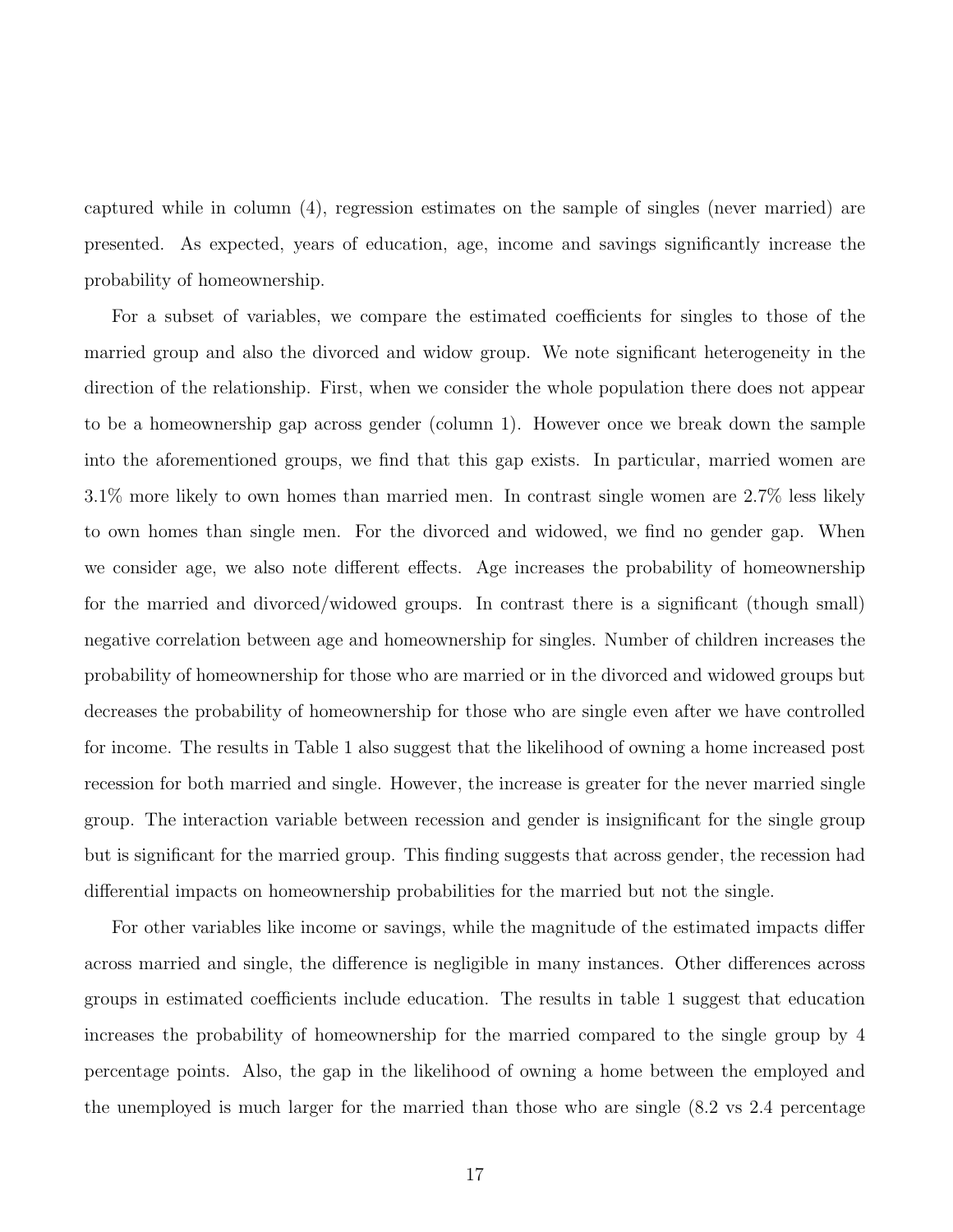captured while in column (4), regression estimates on the sample of singles (never married) are presented. As expected, years of education, age, income and savings significantly increase the probability of homeownership.

For a subset of variables, we compare the estimated coefficients for singles to those of the married group and also the divorced and widow group. We note significant heterogeneity in the direction of the relationship. First, when we consider the whole population there does not appear to be a homeownership gap across gender (column 1). However once we break down the sample into the aforementioned groups, we find that this gap exists. In particular, married women are 3.1% more likely to own homes than married men. In contrast single women are 2.7% less likely to own homes than single men. For the divorced and widowed, we find no gender gap. When we consider age, we also note different effects. Age increases the probability of homeownership for the married and divorced/widowed groups. In contrast there is a significant (though small) negative correlation between age and homeownership for singles. Number of children increases the probability of homeownership for those who are married or in the divorced and widowed groups but decreases the probability of homeownership for those who are single even after we have controlled for income. The results in Table 1 also suggest that the likelihood of owning a home increased post recession for both married and single. However, the increase is greater for the never married single group. The interaction variable between recession and gender is insignificant for the single group but is significant for the married group. This finding suggests that across gender, the recession had differential impacts on homeownership probabilities for the married but not the single.

For other variables like income or savings, while the magnitude of the estimated impacts differ across married and single, the difference is negligible in many instances. Other differences across groups in estimated coefficients include education. The results in table 1 suggest that education increases the probability of homeownership for the married compared to the single group by 4 percentage points. Also, the gap in the likelihood of owning a home between the employed and the unemployed is much larger for the married than those who are single (8.2 vs 2.4 percentage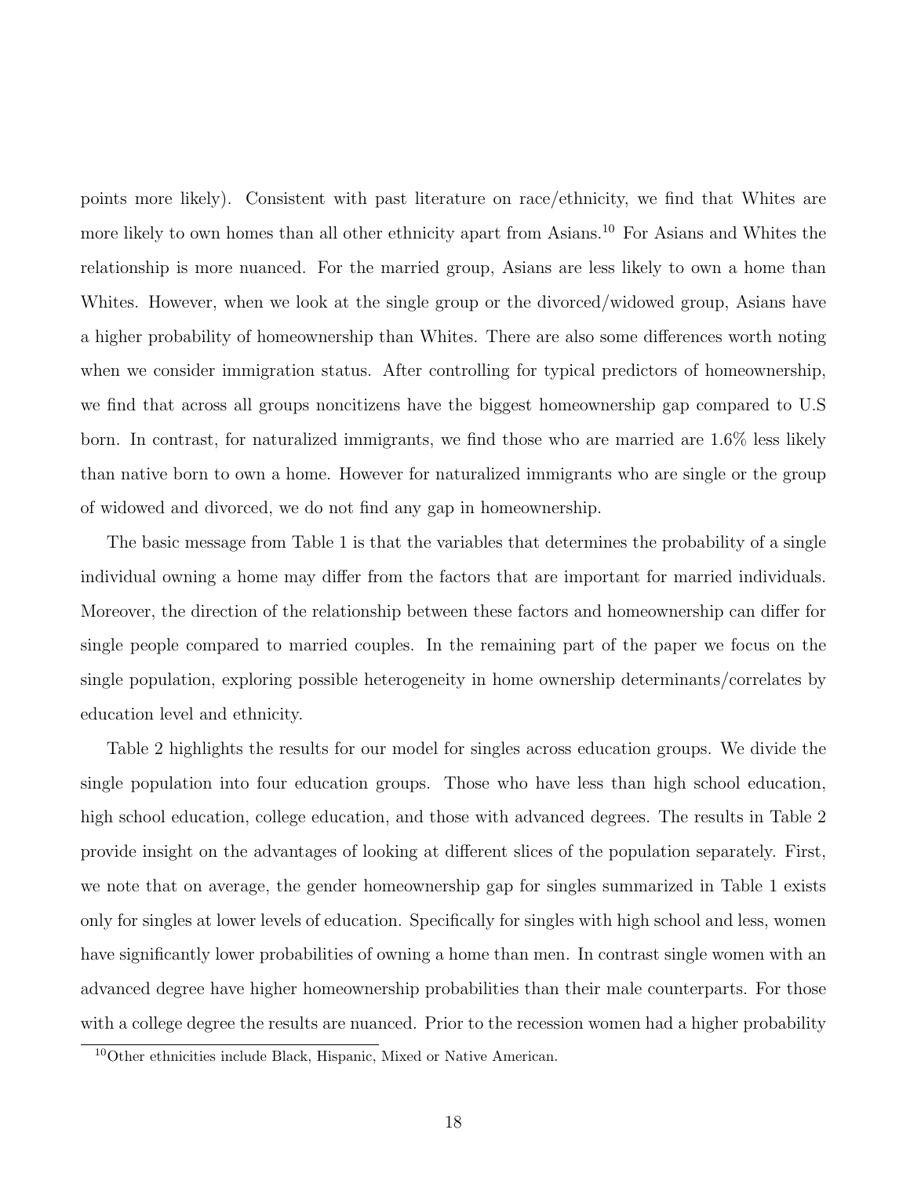points more likely). Consistent with past literature on race/ethnicity, we find that Whites are more likely to own homes than all other ethnicity apart from Asians.[10] For Asians and Whites the relationship is more nuanced. For the married group, Asians are less likely to own a home than Whites. However, when we look at the single group or the divorced/widowed group, Asians have a higher probability of homeownership than Whites. There are also some differences worth noting when we consider immigration status. After controlling for typical predictors of homeownership, we find that across all groups noncitizens have the biggest homeownership gap compared to U.S born. In contrast, for naturalized immigrants, we find those who are married are 1.6% less likely than native born to own a home. However for naturalized immigrants who are single or the group of widowed and divorced, we do not find any gap in homeownership.

The basic message from Table 1 is that the variables that determines the probability of a single individual owning a home may differ from the factors that are important for married individuals. Moreover, the direction of the relationship between these factors and homeownership can differ for single people compared to married couples. In the remaining part of the paper we focus on the single population, exploring possible heterogeneity in home ownership determinants/correlates by education level and ethnicity.

Table 2 highlights the results for our model for singles across education groups. We divide the single population into four education groups. Those who have less than high school education, high school education, college education, and those with advanced degrees. The results in Table 2 provide insight on the advantages of looking at different slices of the population separately. First, we note that on average, the gender homeownership gap for singles summarized in Table 1 exists only for singles at lower levels of education. Specifically for singles with high school and less, women have significantly lower probabilities of owning a home than men. In contrast single women with an advanced degree have higher homeownership probabilities than their male counterparts. For those with a college degree the results are nuanced. Prior to the recession women had a higher probability

[10] Other ethnicities include Black, Hispanic, Mixed or Native American.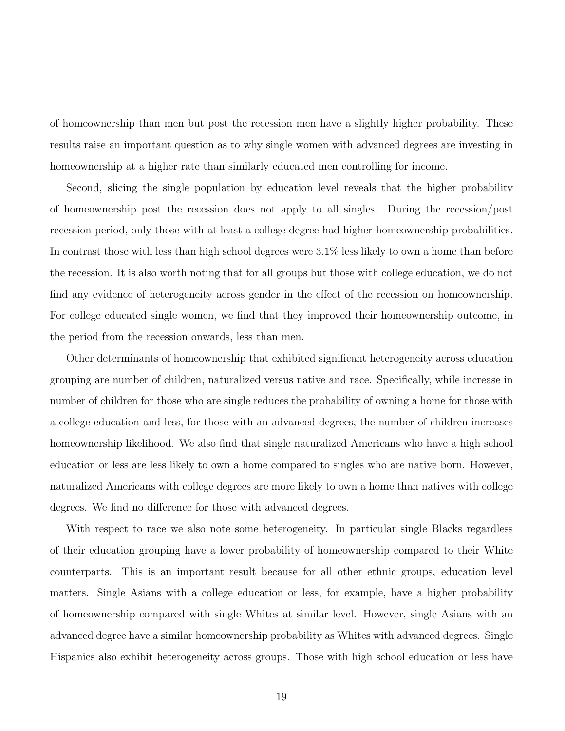of homeownership than men but post the recession men have a slightly higher probability. These results raise an important question as to why single women with advanced degrees are investing in homeownership at a higher rate than similarly educated men controlling for income.

Second, slicing the single population by education level reveals that the higher probability of homeownership post the recession does not apply to all singles. During the recession/post recession period, only those with at least a college degree had higher homeownership probabilities. In contrast those with less than high school degrees were 3.1% less likely to own a home than before the recession. It is also worth noting that for all groups but those with college education, we do not find any evidence of heterogeneity across gender in the effect of the recession on homeownership. For college educated single women, we find that they improved their homeownership outcome, in the period from the recession onwards, less than men.

Other determinants of homeownership that exhibited significant heterogeneity across education grouping are number of children, naturalized versus native and race. Specifically, while increase in number of children for those who are single reduces the probability of owning a home for those with a college education and less, for those with an advanced degrees, the number of children increases homeownership likelihood. We also find that single naturalized Americans who have a high school education or less are less likely to own a home compared to singles who are native born. However, naturalized Americans with college degrees are more likely to own a home than natives with college degrees. We find no difference for those with advanced degrees.

With respect to race we also note some heterogeneity. In particular single Blacks regardless of their education grouping have a lower probability of homeownership compared to their White counterparts. This is an important result because for all other ethnic groups, education level matters. Single Asians with a college education or less, for example, have a higher probability of homeownership compared with single Whites at similar level. However, single Asians with an advanced degree have a similar homeownership probability as Whites with advanced degrees. Single Hispanics also exhibit heterogeneity across groups. Those with high school education or less have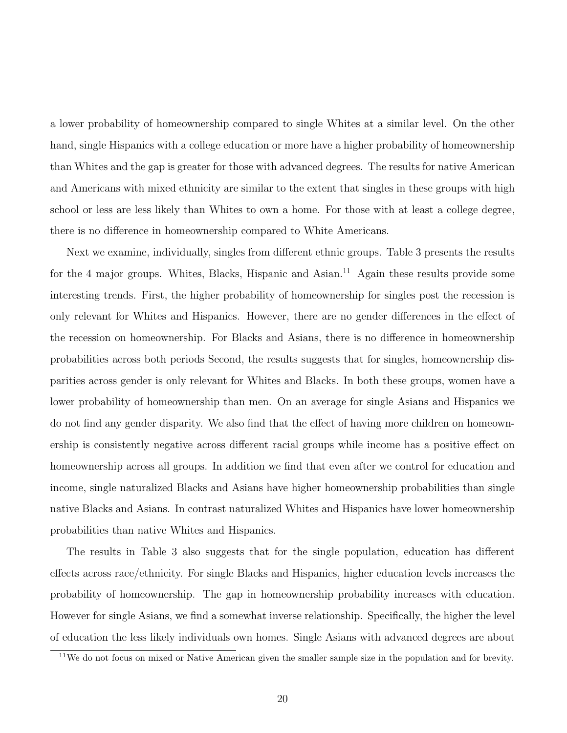a lower probability of homeownership compared to single Whites at a similar level. On the other hand, single Hispanics with a college education or more have a higher probability of homeownership than Whites and the gap is greater for those with advanced degrees. The results for native American and Americans with mixed ethnicity are similar to the extent that singles in these groups with high school or less are less likely than Whites to own a home. For those with at least a college degree, there is no difference in homeownership compared to White Americans.

Next we examine, individually, singles from different ethnic groups. Table 3 presents the results for the 4 major groups. Whites, Blacks, Hispanic and Asian.[11] Again these results provide some interesting trends. First, the higher probability of homeownership for singles post the recession is only relevant for Whites and Hispanics. However, there are no gender differences in the effect of the recession on homeownership. For Blacks and Asians, there is no difference in homeownership probabilities across both periods Second, the results suggests that for singles, homeownership disparities across gender is only relevant for Whites and Blacks. In both these groups, women have a lower probability of homeownership than men. On an average for single Asians and Hispanics we do not find any gender disparity. We also find that the effect of having more children on homeownership is consistently negative across different racial groups while income has a positive effect on homeownership across all groups. In addition we find that even after we control for education and income, single naturalized Blacks and Asians have higher homeownership probabilities than single native Blacks and Asians. In contrast naturalized Whites and Hispanics have lower homeownership probabilities than native Whites and Hispanics.

The results in Table 3 also suggests that for the single population, education has different effects across race/ethnicity. For single Blacks and Hispanics, higher education levels increases the probability of homeownership. The gap in homeownership probability increases with education. However for single Asians, we find a somewhat inverse relationship. Specifically, the higher the level of education the less likely individuals own homes. Single Asians with advanced degrees are about

[11] We do not focus on mixed or Native American given the smaller sample size in the population and for brevity.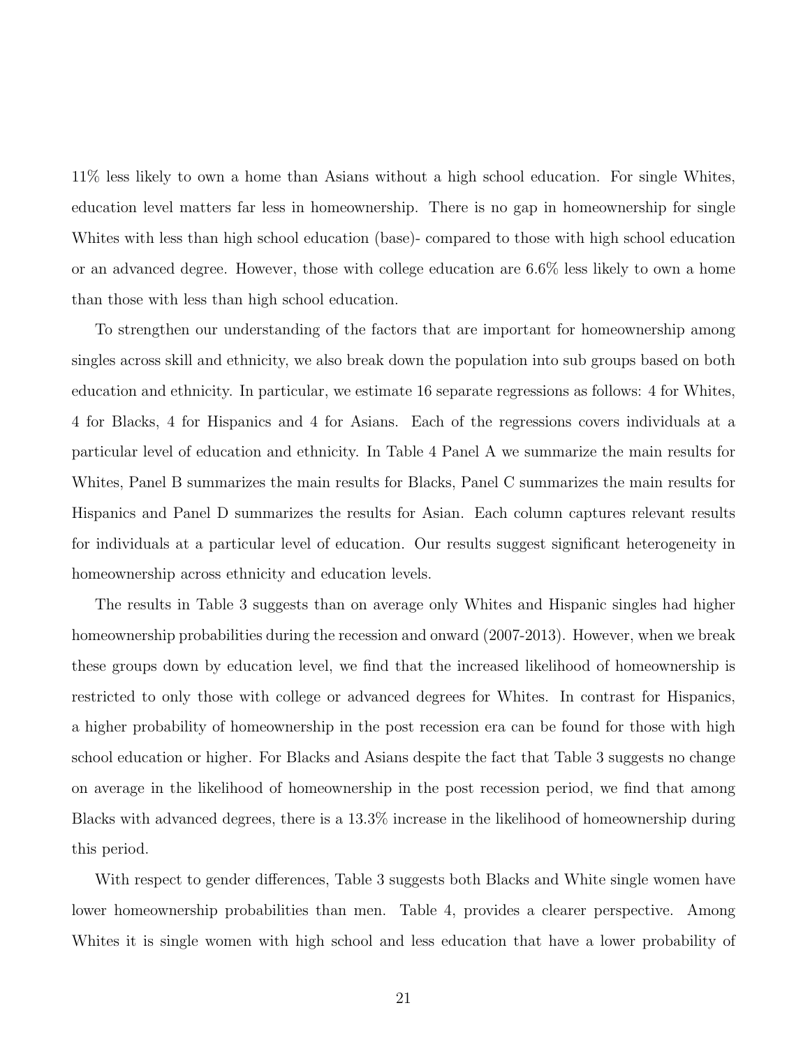11% less likely to own a home than Asians without a high school education. For single Whites, education level matters far less in homeownership. There is no gap in homeownership for single Whites with less than high school education (base)- compared to those with high school education or an advanced degree. However, those with college education are 6.6% less likely to own a home than those with less than high school education.

To strengthen our understanding of the factors that are important for homeownership among singles across skill and ethnicity, we also break down the population into sub groups based on both education and ethnicity. In particular, we estimate 16 separate regressions as follows: 4 for Whites, 4 for Blacks, 4 for Hispanics and 4 for Asians. Each of the regressions covers individuals at a particular level of education and ethnicity. In Table 4 Panel A we summarize the main results for Whites, Panel B summarizes the main results for Blacks, Panel C summarizes the main results for Hispanics and Panel D summarizes the results for Asian. Each column captures relevant results for individuals at a particular level of education. Our results suggest significant heterogeneity in homeownership across ethnicity and education levels.

The results in Table 3 suggests than on average only Whites and Hispanic singles had higher homeownership probabilities during the recession and onward (2007-2013). However, when we break these groups down by education level, we find that the increased likelihood of homeownership is restricted to only those with college or advanced degrees for Whites. In contrast for Hispanics, a higher probability of homeownership in the post recession era can be found for those with high school education or higher. For Blacks and Asians despite the fact that Table 3 suggests no change on average in the likelihood of homeownership in the post recession period, we find that among Blacks with advanced degrees, there is a 13.3% increase in the likelihood of homeownership during this period.

With respect to gender differences, Table 3 suggests both Blacks and White single women have lower homeownership probabilities than men. Table 4, provides a clearer perspective. Among Whites it is single women with high school and less education that have a lower probability of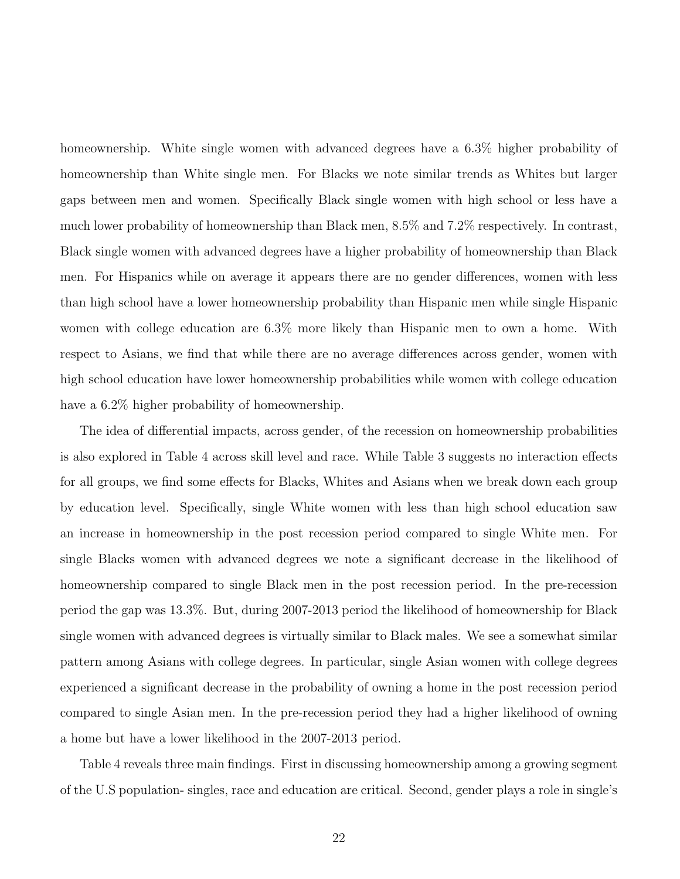homeownership. White single women with advanced degrees have a 6.3% higher probability of homeownership than White single men. For Blacks we note similar trends as Whites but larger gaps between men and women. Specifically Black single women with high school or less have a much lower probability of homeownership than Black men, 8.5% and 7.2% respectively. In contrast, Black single women with advanced degrees have a higher probability of homeownership than Black men. For Hispanics while on average it appears there are no gender differences, women with less than high school have a lower homeownership probability than Hispanic men while single Hispanic women with college education are 6.3% more likely than Hispanic men to own a home. With respect to Asians, we find that while there are no average differences across gender, women with high school education have lower homeownership probabilities while women with college education have a 6.2% higher probability of homeownership.

The idea of differential impacts, across gender, of the recession on homeownership probabilities is also explored in Table 4 across skill level and race. While Table 3 suggests no interaction effects for all groups, we find some effects for Blacks, Whites and Asians when we break down each group by education level. Specifically, single White women with less than high school education saw an increase in homeownership in the post recession period compared to single White men. For single Blacks women with advanced degrees we note a significant decrease in the likelihood of homeownership compared to single Black men in the post recession period. In the pre-recession period the gap was 13.3%. But, during 2007-2013 period the likelihood of homeownership for Black single women with advanced degrees is virtually similar to Black males. We see a somewhat similar pattern among Asians with college degrees. In particular, single Asian women with college degrees experienced a significant decrease in the probability of owning a home in the post recession period compared to single Asian men. In the pre-recession period they had a higher likelihood of owning a home but have a lower likelihood in the 2007-2013 period.

Table 4 reveals three main findings. First in discussing homeownership among a growing segment of the U.S population- singles, race and education are critical. Second, gender plays a role in single's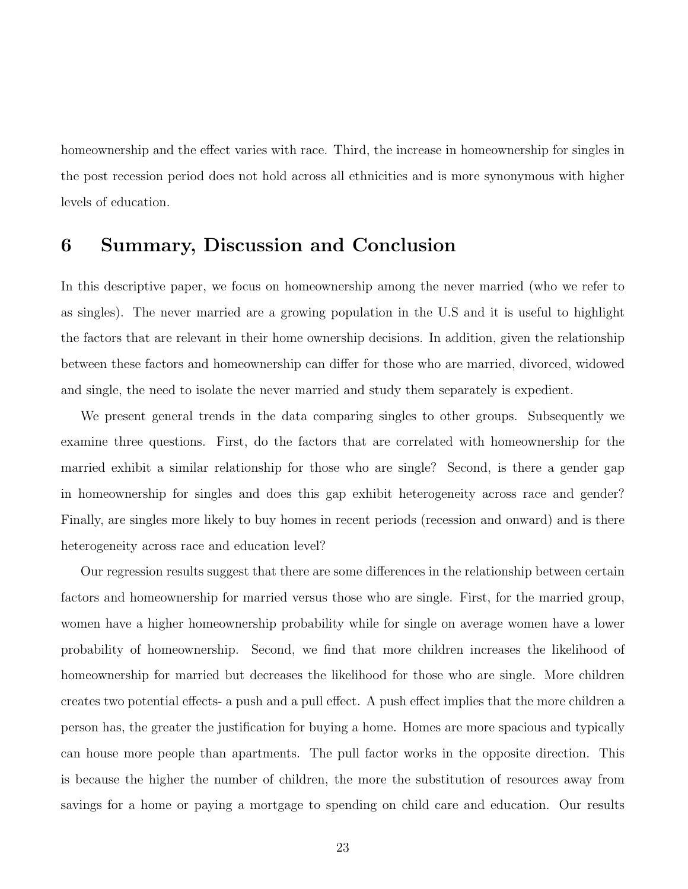homeownership and the effect varies with race. Third, the increase in homeownership for singles in the post recession period does not hold across all ethnicities and is more synonymous with higher levels of education.

## 6 Summary, Discussion and Conclusion

In this descriptive paper, we focus on homeownership among the never married (who we refer to as singles). The never married are a growing population in the U.S and it is useful to highlight the factors that are relevant in their home ownership decisions. In addition, given the relationship between these factors and homeownership can differ for those who are married, divorced, widowed and single, the need to isolate the never married and study them separately is expedient.

We present general trends in the data comparing singles to other groups. Subsequently we examine three questions. First, do the factors that are correlated with homeownership for the married exhibit a similar relationship for those who are single? Second, is there a gender gap in homeownership for singles and does this gap exhibit heterogeneity across race and gender? Finally, are singles more likely to buy homes in recent periods (recession and onward) and is there heterogeneity across race and education level?

Our regression results suggest that there are some differences in the relationship between certain factors and homeownership for married versus those who are single. First, for the married group, women have a higher homeownership probability while for single on average women have a lower probability of homeownership. Second, we find that more children increases the likelihood of homeownership for married but decreases the likelihood for those who are single. More children creates two potential effects- a push and a pull effect. A push effect implies that the more children a person has, the greater the justification for buying a home. Homes are more spacious and typically can house more people than apartments. The pull factor works in the opposite direction. This is because the higher the number of children, the more the substitution of resources away from savings for a home or paying a mortgage to spending on child care and education. Our results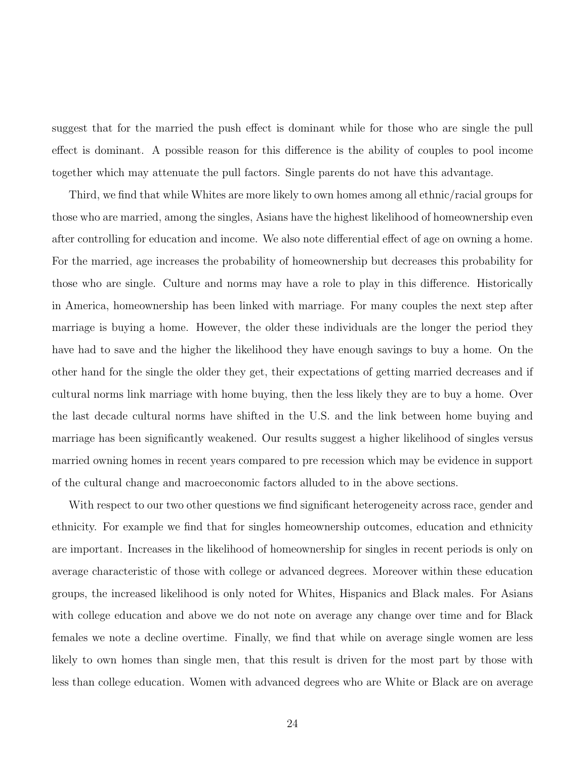suggest that for the married the push effect is dominant while for those who are single the pull effect is dominant. A possible reason for this difference is the ability of couples to pool income together which may attenuate the pull factors. Single parents do not have this advantage.

Third, we find that while Whites are more likely to own homes among all ethnic/racial groups for those who are married, among the singles, Asians have the highest likelihood of homeownership even after controlling for education and income. We also note differential effect of age on owning a home. For the married, age increases the probability of homeownership but decreases this probability for those who are single. Culture and norms may have a role to play in this difference. Historically in America, homeownership has been linked with marriage. For many couples the next step after marriage is buying a home. However, the older these individuals are the longer the period they have had to save and the higher the likelihood they have enough savings to buy a home. On the other hand for the single the older they get, their expectations of getting married decreases and if cultural norms link marriage with home buying, then the less likely they are to buy a home. Over the last decade cultural norms have shifted in the U.S. and the link between home buying and marriage has been significantly weakened. Our results suggest a higher likelihood of singles versus married owning homes in recent years compared to pre recession which may be evidence in support of the cultural change and macroeconomic factors alluded to in the above sections.

With respect to our two other questions we find significant heterogeneity across race, gender and ethnicity. For example we find that for singles homeownership outcomes, education and ethnicity are important. Increases in the likelihood of homeownership for singles in recent periods is only on average characteristic of those with college or advanced degrees. Moreover within these education groups, the increased likelihood is only noted for Whites, Hispanics and Black males. For Asians with college education and above we do not note on average any change over time and for Black females we note a decline overtime. Finally, we find that while on average single women are less likely to own homes than single men, that this result is driven for the most part by those with less than college education. Women with advanced degrees who are White or Black are on average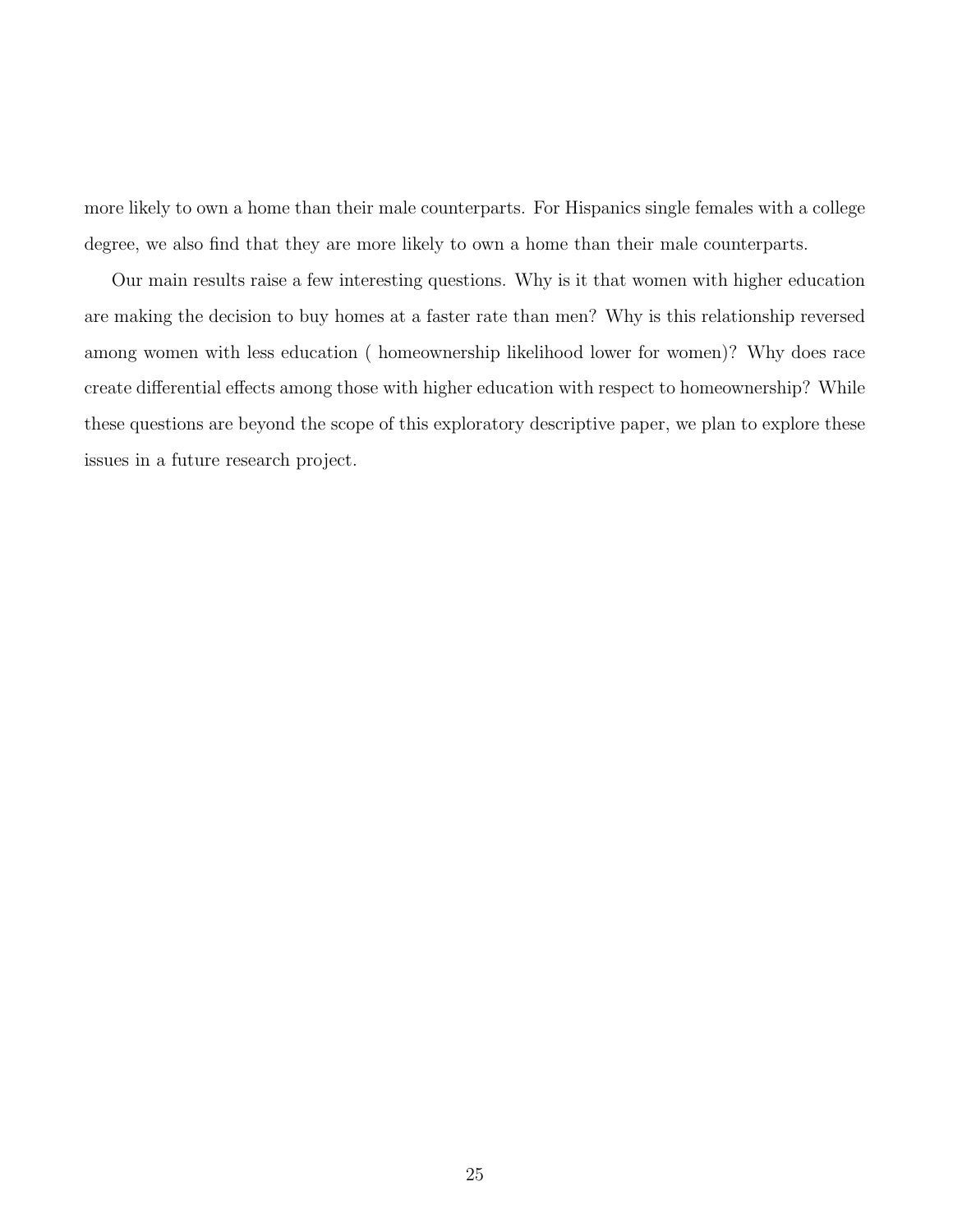more likely to own a home than their male counterparts. For Hispanics single females with a college degree, we also find that they are more likely to own a home than their male counterparts.

Our main results raise a few interesting questions. Why is it that women with higher education are making the decision to buy homes at a faster rate than men? Why is this relationship reversed among women with less education ( homeownership likelihood lower for women)? Why does race create differential effects among those with higher education with respect to homeownership? While these questions are beyond the scope of this exploratory descriptive paper, we plan to explore these issues in a future research project.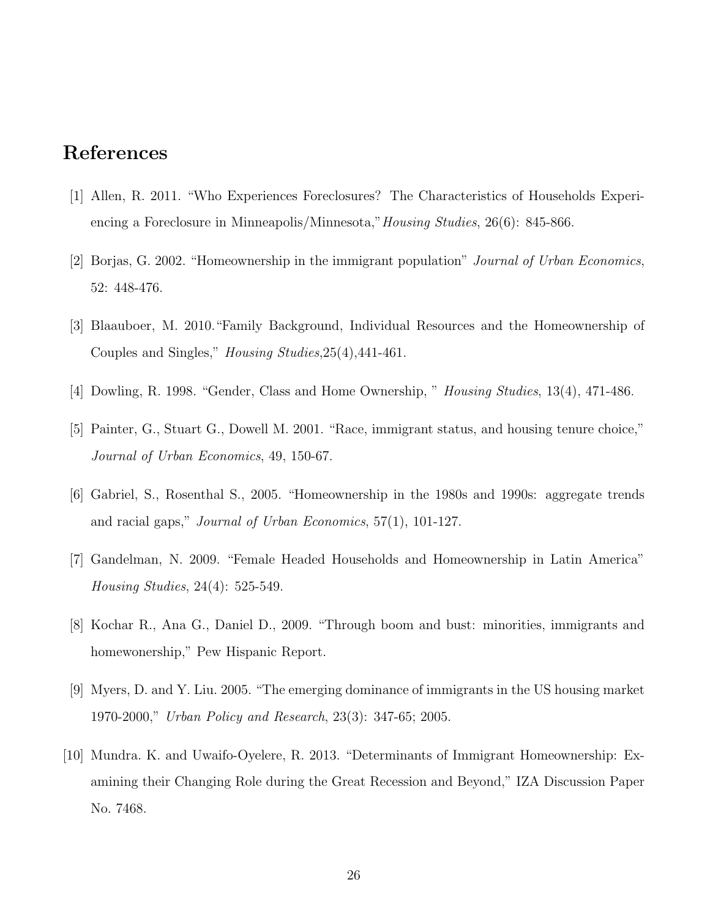## References

[1] Allen, R. 2011. "Who Experiences Foreclosures? The Characteristics of Households Experiencing a Foreclosure in Minneapolis/Minnesota,"*Housing Studies*, 26(6): 845-866.

[2] Borjas, G. 2002. "Homeownership in the immigrant population" *Journal of Urban Economics*, 52: 448-476.

[3] Blaauboer, M. 2010."Family Background, Individual Resources and the Homeownership of Couples and Singles," *Housing Studies*,25(4),441-461.

[4] Dowling, R. 1998. "Gender, Class and Home Ownership, " *Housing Studies*, 13(4), 471-486.

[5] Painter, G., Stuart G., Dowell M. 2001. "Race, immigrant status, and housing tenure choice," *Journal of Urban Economics*, 49, 150-67.

[6] Gabriel, S., Rosenthal S., 2005. "Homeownership in the 1980s and 1990s: aggregate trends and racial gaps," *Journal of Urban Economics*, 57(1), 101-127.

[7] Gandelman, N. 2009. "Female Headed Households and Homeownership in Latin America" *Housing Studies*, 24(4): 525-549.

[8] Kochar R., Ana G., Daniel D., 2009. "Through boom and bust: minorities, immigrants and homewonership," Pew Hispanic Report.

[9] Myers, D. and Y. Liu. 2005. "The emerging dominance of immigrants in the US housing market 1970-2000," *Urban Policy and Research*, 23(3): 347-65; 2005.

[10] Mundra. K. and Uwaifo-Oyelere, R. 2013. "Determinants of Immigrant Homeownership: Examining their Changing Role during the Great Recession and Beyond," IZA Discussion Paper No. 7468.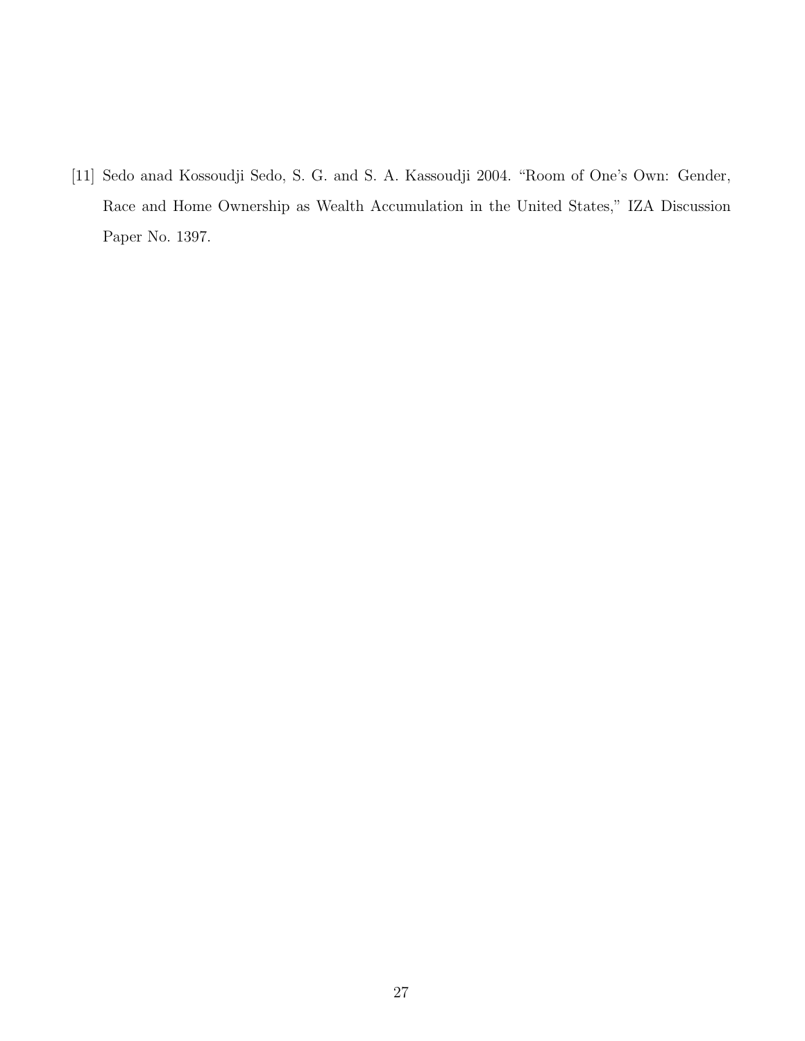[11] Sedo anad Kossoudji Sedo, S. G. and S. A. Kassoudji 2004. "Room of One's Own: Gender, Race and Home Ownership as Wealth Accumulation in the United States," IZA Discussion Paper No. 1397.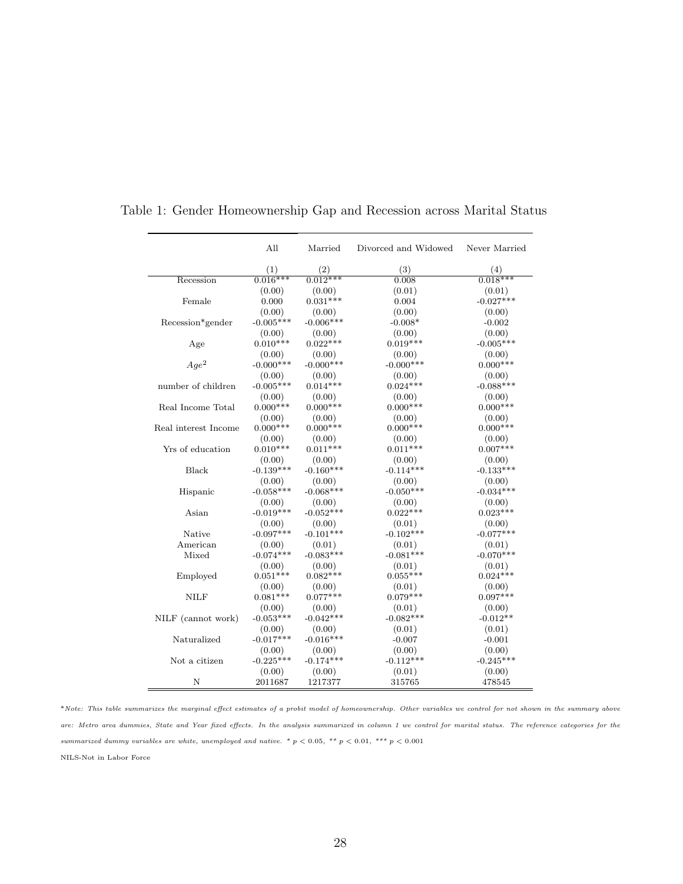Table 1: Gender Homeownership Gap and Recession across Marital Status

| | All | Married | Divorced and Widowed | Never Married |
|---|---|---|---|---|
| | (1) | (2) | (3) | (4) |
| Recession | 0.016*** | 0.012*** | 0.008 | 0.018*** |
| | (0.00) | (0.00) | (0.01) | (0.01) |
| Female | 0.000 | 0.031*** | 0.004 | -0.027*** |
| | (0.00) | (0.00) | (0.00) | (0.00) |
| Recession*gender | -0.005*** | -0.006*** | -0.008* | -0.002 |
| | (0.00) | (0.00) | (0.00) | (0.00) |
| Age | 0.010*** | 0.022*** | 0.019*** | -0.005*** |
| | (0.00) | (0.00) | (0.00) | (0.00) |
| $Age^2$ | -0.000*** | -0.000*** | -0.000*** | 0.000*** |
| | (0.00) | (0.00) | (0.00) | (0.00) |
| number of children | -0.005*** | 0.014*** | 0.024*** | -0.088*** |
| | (0.00) | (0.00) | (0.00) | (0.00) |
| Real Income Total | 0.000*** | 0.000*** | 0.000*** | 0.000*** |
| | (0.00) | (0.00) | (0.00) | (0.00) |
| Real interest Income | 0.000*** | 0.000*** | 0.000*** | 0.000*** |
| | (0.00) | (0.00) | (0.00) | (0.00) |
| Yrs of education | 0.010*** | 0.011*** | 0.011*** | 0.007*** |
| | (0.00) | (0.00) | (0.00) | (0.00) |
| Black | -0.139*** | -0.160*** | -0.114*** | -0.133*** |
| | (0.00) | (0.00) | (0.00) | (0.00) |
| Hispanic | -0.058*** | -0.068*** | -0.050*** | -0.034*** |
| | (0.00) | (0.00) | (0.00) | (0.00) |
| Asian | -0.019*** | -0.052*** | 0.022*** | 0.023*** |
| | (0.00) | (0.00) | (0.01) | (0.00) |
| Native American | -0.097*** | -0.101*** | -0.102*** | -0.077*** |
| | (0.00) | (0.01) | (0.01) | (0.01) |
| Mixed | -0.074*** | -0.083*** | -0.081*** | -0.070*** |
| | (0.00) | (0.00) | (0.01) | (0.01) |
| Employed | 0.051*** | 0.082*** | 0.055*** | 0.024*** |
| | (0.00) | (0.00) | (0.01) | (0.00) |
| NILF | 0.081*** | 0.077*** | 0.079*** | 0.097*** |
| | (0.00) | (0.00) | (0.01) | (0.00) |
| NILF (cannot work) | -0.053*** | -0.042*** | -0.082*** | -0.012** |
| | (0.00) | (0.00) | (0.01) | (0.01) |
| Naturalized | -0.017*** | -0.016*** | -0.007 | -0.001 |
| | (0.00) | (0.00) | (0.00) | (0.00) |
| Not a citizen | -0.225*** | -0.174*** | -0.112*** | -0.245*** |
| | (0.00) | (0.00) | (0.01) | (0.00) |
| N | 2011687 | 1217377 | 315765 | 478545 |

**Note: This table summarizes the marginal effect estimates of a probit model of homeownership. Other variables we control for not shown in the summary above are: Metro area dummies, State and Year fixed effects. In the analysis summarized in column 1 we control for marital status. The reference categories for the summarized dummy variables are white, unemployed and native.* * $p < 0.05$, ** $p < 0.01$, *** $p < 0.001$

NILS-Not in Labor Force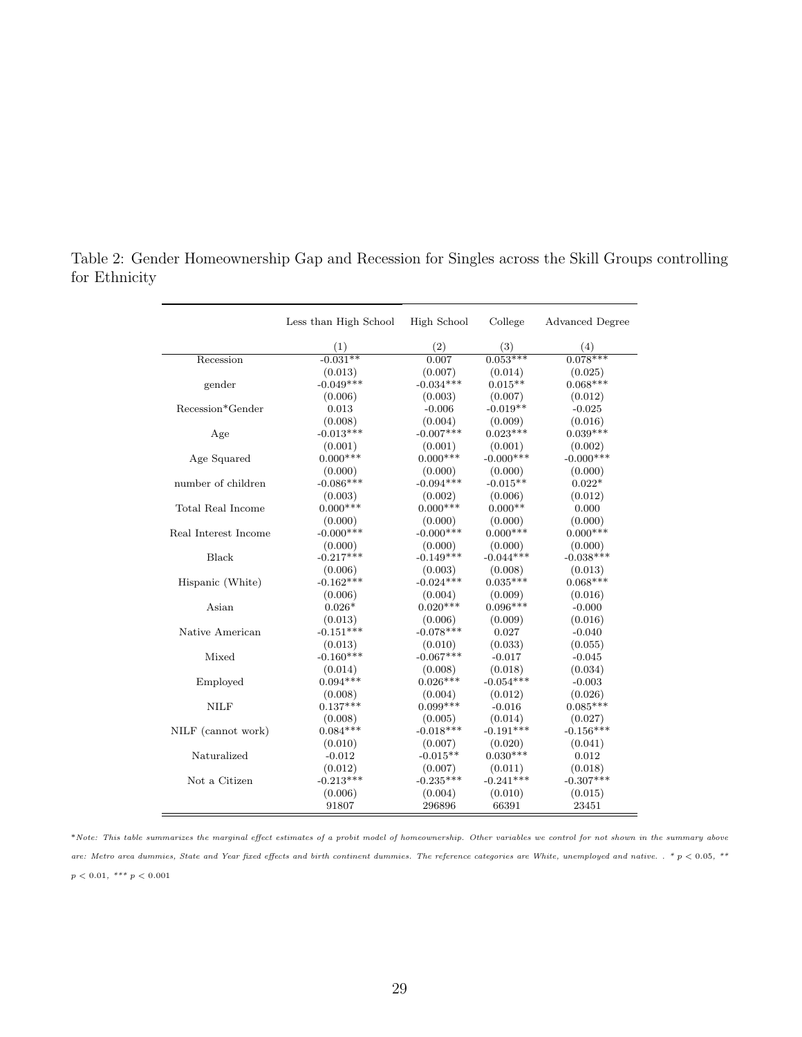Table 2: Gender Homeownership Gap and Recession for Singles across the Skill Groups controlling for Ethnicity

| | Less than High School | High School | College | Advanced Degree |
|---|---|---|---|---|
| | (1) | (2) | (3) | (4) |
| Recession | -0.031** | 0.007 | 0.053*** | 0.078*** |
| | (0.013) | (0.007) | (0.014) | (0.025) |
| gender | -0.049*** | -0.034*** | 0.015** | 0.068*** |
| | (0.006) | (0.003) | (0.007) | (0.012) |
| Recession*Gender | 0.013 | -0.006 | -0.019** | -0.025 |
| | (0.008) | (0.004) | (0.009) | (0.016) |
| Age | -0.013*** | -0.007*** | 0.023*** | 0.039*** |
| | (0.001) | (0.001) | (0.001) | (0.002) |
| Age Squared | 0.000*** | 0.000*** | -0.000*** | -0.000*** |
| | (0.000) | (0.000) | (0.000) | (0.000) |
| number of children | -0.086*** | -0.094*** | -0.015** | 0.022* |
| | (0.003) | (0.002) | (0.006) | (0.012) |
| Total Real Income | 0.000*** | 0.000*** | 0.000** | 0.000 |
| | (0.000) | (0.000) | (0.000) | (0.000) |
| Real Interest Income | -0.000*** | -0.000*** | 0.000*** | 0.000*** |
| | (0.000) | (0.000) | (0.000) | (0.000) |
| Black | -0.217*** | -0.149*** | -0.044*** | -0.038*** |
| | (0.006) | (0.003) | (0.008) | (0.013) |
| Hispanic (White) | -0.162*** | -0.024*** | 0.035*** | 0.068*** |
| | (0.006) | (0.004) | (0.009) | (0.016) |
| Asian | 0.026* | 0.020*** | 0.096*** | -0.000 |
| | (0.013) | (0.006) | (0.009) | (0.016) |
| Native American | -0.151*** | -0.078*** | 0.027 | -0.040 |
| | (0.013) | (0.010) | (0.033) | (0.055) |
| Mixed | -0.160*** | -0.067*** | -0.017 | -0.045 |
| | (0.014) | (0.008) | (0.018) | (0.034) |
| Employed | 0.094*** | 0.026*** | -0.054*** | -0.003 |
| | (0.008) | (0.004) | (0.012) | (0.026) |
| NILF | 0.137*** | 0.099*** | -0.016 | 0.085*** |
| | (0.008) | (0.005) | (0.014) | (0.027) |
| NILF (cannot work) | 0.084*** | -0.018*** | -0.191*** | -0.156*** |
| | (0.010) | (0.007) | (0.020) | (0.041) |
| Naturalized | -0.012 | -0.015** | 0.030*** | 0.012 |
| | (0.012) | (0.007) | (0.011) | (0.018) |
| Not a Citizen | -0.213*** | -0.235*** | -0.241*** | -0.307*** |
| | (0.006) | (0.004) | (0.010) | (0.015) |
| | 91807 | 296896 | 66391 | 23451 |

**Note: This table summarizes the marginal effect estimates of a probit model of homeownership. Other variables we control for not shown in the summary above are: Metro area dummies, State and Year fixed effects and birth continent dummies. The reference categories are White, unemployed and native. . * $p < 0.05$, ** $p < 0.01$, *** $p < 0.001$*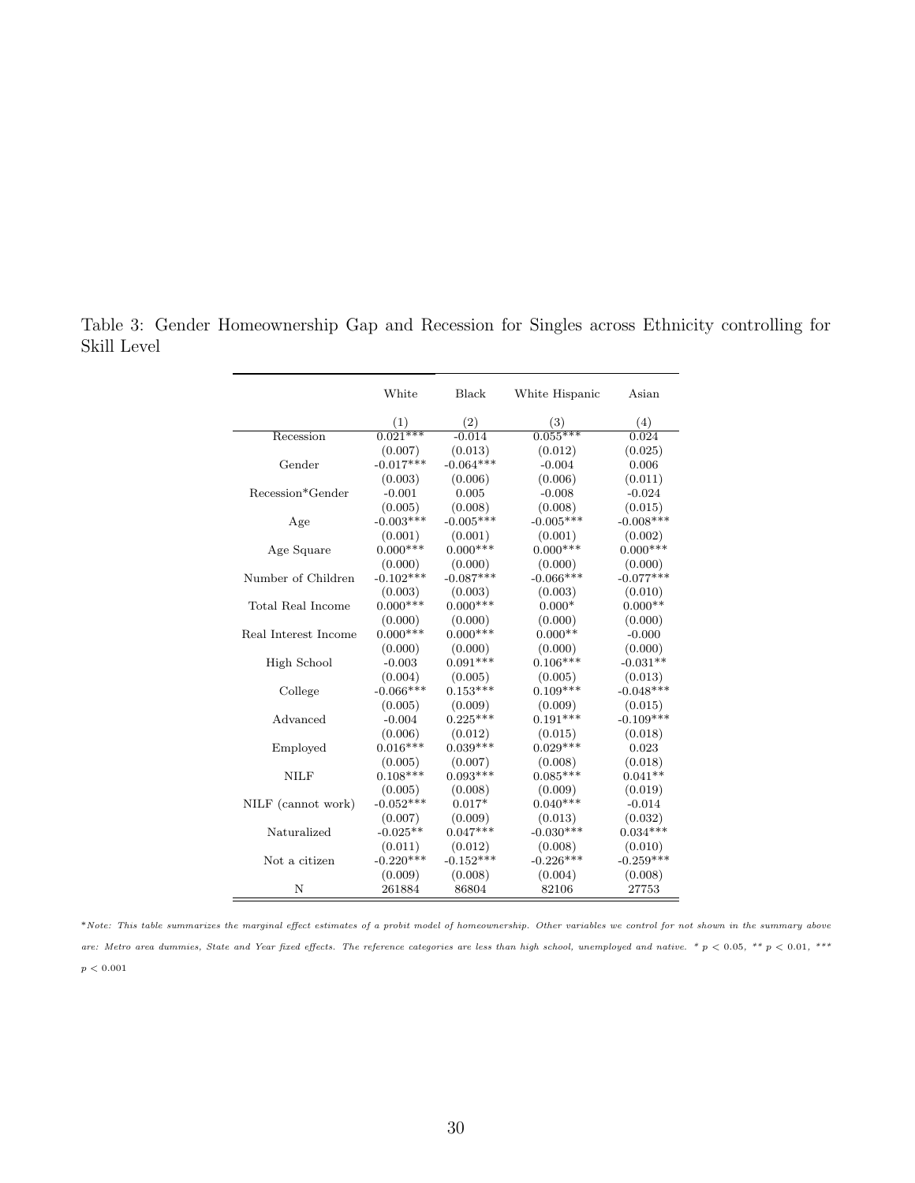Table 3: Gender Homeownership Gap and Recession for Singles across Ethnicity controlling for Skill Level

| | White | Black | White Hispanic | Asian |
|---|---|---|---|---|
| | (1) | (2) | (3) | (4) |
| Recession | 0.021*** | -0.014 | 0.055*** | 0.024 |
| | (0.007) | (0.013) | (0.012) | (0.025) |
| Gender | -0.017*** | -0.064*** | -0.004 | 0.006 |
| | (0.003) | (0.006) | (0.006) | (0.011) |
| Recession*Gender | -0.001 | 0.005 | -0.008 | -0.024 |
| | (0.005) | (0.008) | (0.008) | (0.015) |
| Age | -0.003*** | -0.005*** | -0.005*** | -0.008*** |
| | (0.001) | (0.001) | (0.001) | (0.002) |
| Age Square | 0.000*** | 0.000*** | 0.000*** | 0.000*** |
| | (0.000) | (0.000) | (0.000) | (0.000) |
| Number of Children | -0.102*** | -0.087*** | -0.066*** | -0.077*** |
| | (0.003) | (0.003) | (0.003) | (0.010) |
| Total Real Income | 0.000*** | 0.000*** | 0.000* | 0.000** |
| | (0.000) | (0.000) | (0.000) | (0.000) |
| Real Interest Income | 0.000*** | 0.000*** | 0.000** | -0.000 |
| | (0.000) | (0.000) | (0.000) | (0.000) |
| High School | -0.003 | 0.091*** | 0.106*** | -0.031** |
| | (0.004) | (0.005) | (0.005) | (0.013) |
| College | -0.066*** | 0.153*** | 0.109*** | -0.048*** |
| | (0.005) | (0.009) | (0.009) | (0.015) |
| Advanced | -0.004 | 0.225*** | 0.191*** | -0.109*** |
| | (0.006) | (0.012) | (0.015) | (0.018) |
| Employed | 0.016*** | 0.039*** | 0.029*** | 0.023 |
| | (0.005) | (0.007) | (0.008) | (0.018) |
| NILF | 0.108*** | 0.093*** | 0.085*** | 0.041** |
| | (0.005) | (0.008) | (0.009) | (0.019) |
| NILF (cannot work) | -0.052*** | 0.017* | 0.040*** | -0.014 |
| | (0.007) | (0.009) | (0.013) | (0.032) |
| Naturalized | -0.025** | 0.047*** | -0.030*** | 0.034*** |
| | (0.011) | (0.012) | (0.008) | (0.010) |
| Not a citizen | -0.220*** | -0.152*** | -0.226*** | -0.259*** |
| | (0.009) | (0.008) | (0.004) | (0.008) |
| N | 261884 | 86804 | 82106 | 27753 |

**Note: This table summarizes the marginal effect estimates of a probit model of homeownership. Other variables we control for not shown in the summary above are: Metro area dummies, State and Year fixed effects. The reference categories are less than high school, unemployed and native. * $p < 0.05$, ** $p < 0.01$, *** $p < 0.001$*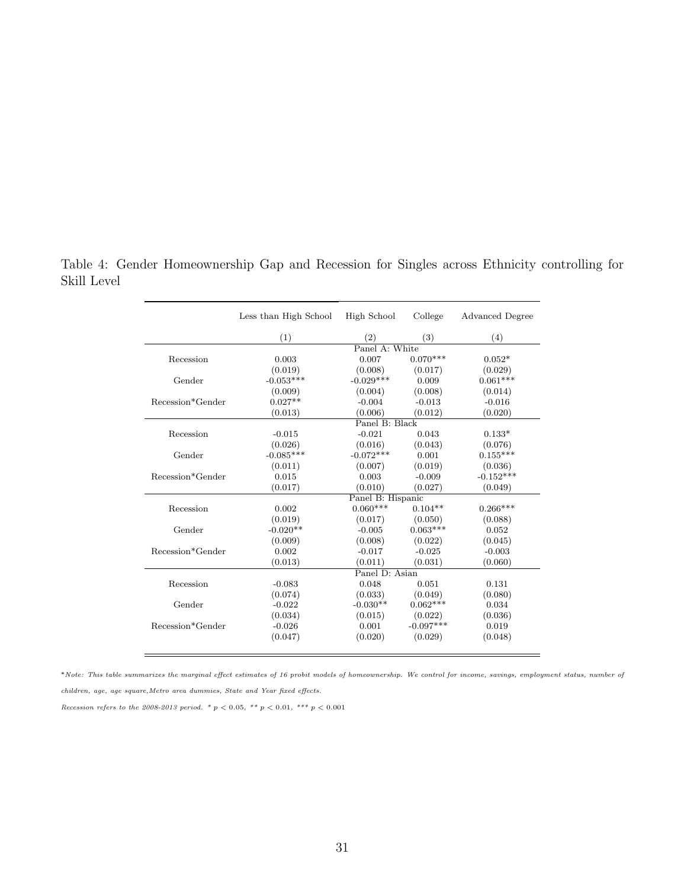Table 4: Gender Homeownership Gap and Recession for Singles across Ethnicity controlling for Skill Level

| | Less than High School | High School | College | Advanced Degree |
|---|---|---|---|---|
| | (1) | (2) | (3) | (4) |
| | | Panel A: White | | |
| Recession | 0.003 | 0.007 | 0.070*** | 0.052* |
| | (0.019) | (0.008) | (0.017) | (0.029) |
| Gender | -0.053*** | -0.029*** | 0.009 | 0.061*** |
| | (0.009) | (0.004) | (0.008) | (0.014) |
| Recession*Gender | 0.027** | -0.004 | -0.013 | -0.016 |
| | (0.013) | (0.006) | (0.012) | (0.020) |
| | | Panel B: Black | | |
| Recession | -0.015 | -0.021 | 0.043 | 0.133* |
| | (0.026) | (0.016) | (0.043) | (0.076) |
| Gender | -0.085*** | -0.072*** | 0.001 | 0.155*** |
| | (0.011) | (0.007) | (0.019) | (0.036) |
| Recession*Gender | 0.015 | 0.003 | -0.009 | -0.152*** |
| | (0.017) | (0.010) | (0.027) | (0.049) |
| | | Panel B: Hispanic | | |
| Recession | 0.002 | 0.060*** | 0.104** | 0.266*** |
| | (0.019) | (0.017) | (0.050) | (0.088) |
| Gender | -0.020** | -0.005 | 0.063*** | 0.052 |
| | (0.009) | (0.008) | (0.022) | (0.045) |
| Recession*Gender | 0.002 | -0.017 | -0.025 | -0.003 |
| | (0.013) | (0.011) | (0.031) | (0.060) |
| | | Panel D: Asian | | |
| Recession | -0.083 | 0.048 | 0.051 | 0.131 |
| | (0.074) | (0.033) | (0.049) | (0.080) |
| Gender | -0.022 | -0.030** | 0.062*** | 0.034 |
| | (0.034) | (0.015) | (0.022) | (0.036) |
| Recession*Gender | -0.026 | 0.001 | -0.097*** | 0.019 |
| | (0.047) | (0.020) | (0.029) | (0.048) |

**Note: This table summarizes the marginal effect estimates of 16 probit models of homeownership. We control for income, savings, employment status, number of children, age, age square,Metro area dummies, State and Year fixed effects.*

*Recession refers to the 2008-2013 period.* * $p < 0.05$, ** $p < 0.01$, *** $p < 0.001$